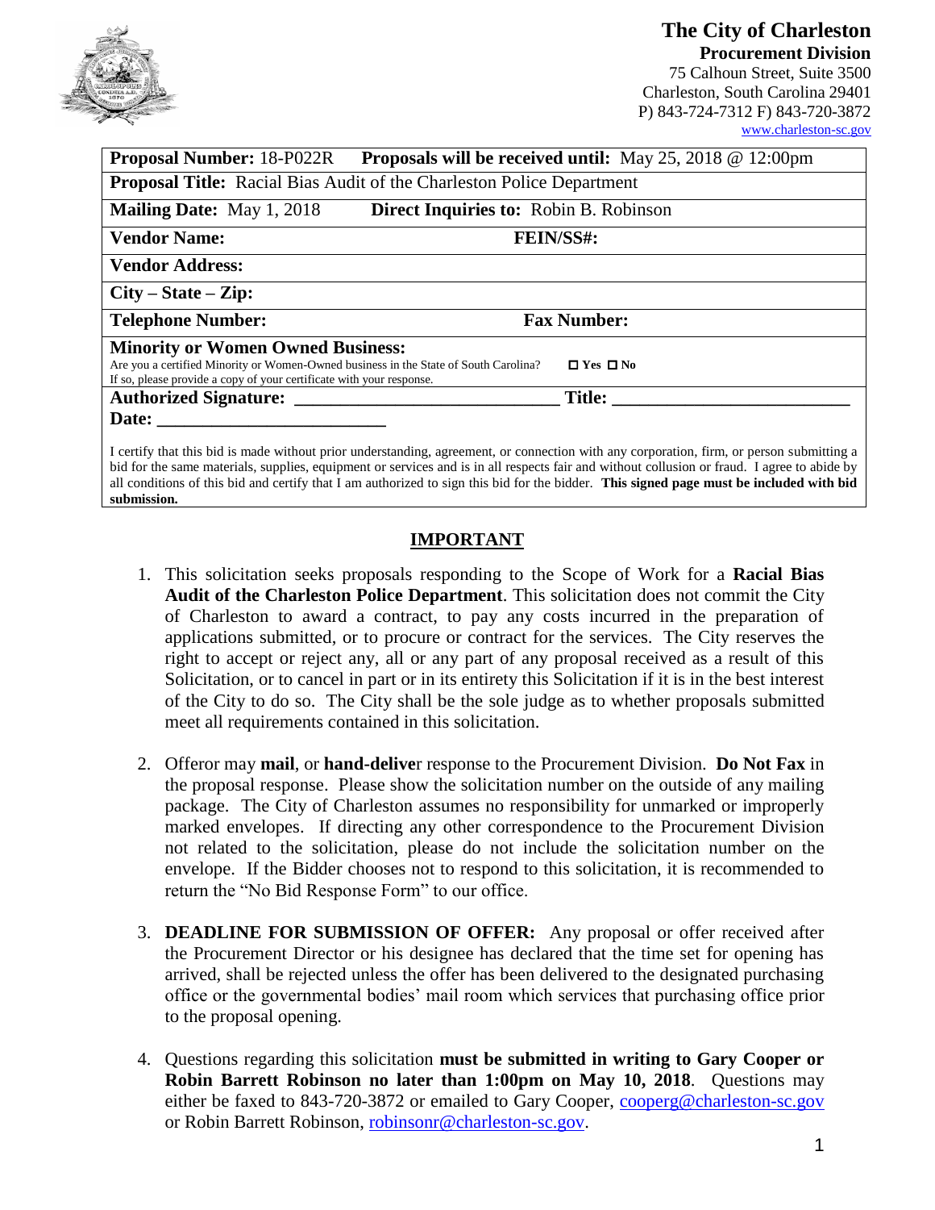# The City of Charleston
## Procurement Division

75 Calhoun Street, Suite 3500
Charleston, South Carolina 29401
P) 843-724-7312 F) 843-720-3872
www.charleston-sc.gov

| | |
|---|---|
| **Proposal Number:** 18-P022R | **Proposals will be received until:** May 25, 2018 @ 12:00pm |
| **Proposal Title:** Racial Bias Audit of the Charleston Police Department | |
| **Mailing Date:** May 1, 2018 | **Direct Inquiries to:** Robin B. Robinson |
| **Vendor Name:** | **FEIN/SS#:** |
| **Vendor Address:** | |
| **City – State – Zip:** | |
| **Telephone Number:** | **Fax Number:** |
| **Minority or Women Owned Business:** Are you a certified Minority or Women-Owned business in the State of South Carolina? ☐ Yes ☐ No If so, please provide a copy of your certificate with your response. | |
| **Authorized Signature:** ____________________________ | **Title:** _________________________ |
| **Date:** ________________________ | |

I certify that this bid is made without prior understanding, agreement, or connection with any corporation, firm, or person submitting a bid for the same materials, supplies, equipment or services and is in all respects fair and without collusion or fraud. I agree to abide by all conditions of this bid and certify that I am authorized to sign this bid for the bidder. **This signed page must be included with bid submission.**

## IMPORTANT

1. This solicitation seeks proposals responding to the Scope of Work for a **Racial Bias Audit of the Charleston Police Department**. This solicitation does not commit the City of Charleston to award a contract, to pay any costs incurred in the preparation of applications submitted, or to procure or contract for the services. The City reserves the right to accept or reject any, all or any part of any proposal received as a result of this Solicitation, or to cancel in part or in its entirety this Solicitation if it is in the best interest of the City to do so. The City shall be the sole judge as to whether proposals submitted meet all requirements contained in this solicitation.

2. Offeror may **mail**, or **hand-delive**r response to the Procurement Division. **Do Not Fax** in the proposal response. Please show the solicitation number on the outside of any mailing package. The City of Charleston assumes no responsibility for unmarked or improperly marked envelopes. If directing any other correspondence to the Procurement Division not related to the solicitation, please do not include the solicitation number on the envelope. If the Bidder chooses not to respond to this solicitation, it is recommended to return the "No Bid Response Form" to our office.

3. **DEADLINE FOR SUBMISSION OF OFFER:** Any proposal or offer received after the Procurement Director or his designee has declared that the time set for opening has arrived, shall be rejected unless the offer has been delivered to the designated purchasing office or the governmental bodies' mail room which services that purchasing office prior to the proposal opening.

4. Questions regarding this solicitation **must be submitted in writing to Gary Cooper or Robin Barrett Robinson no later than 1:00pm on May 10, 2018**. Questions may either be faxed to 843-720-3872 or emailed to Gary Cooper, cooperg@charleston-sc.gov or Robin Barrett Robinson, robinsonr@charleston-sc.gov.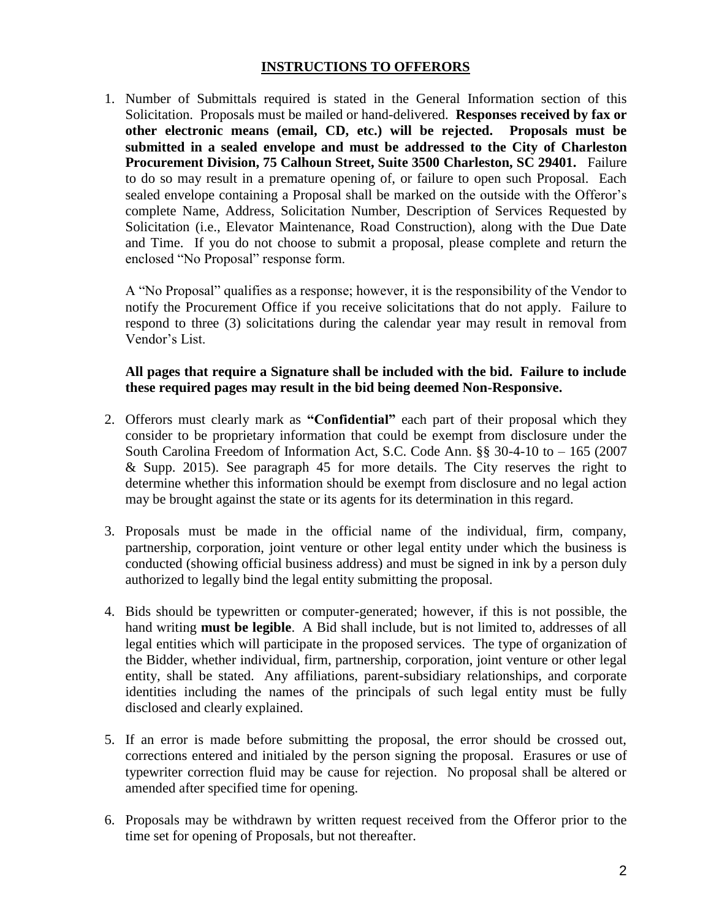## INSTRUCTIONS TO OFFERORS

1. Number of Submittals required is stated in the General Information section of this Solicitation. Proposals must be mailed or hand-delivered. **Responses received by fax or other electronic means (email, CD, etc.) will be rejected. Proposals must be submitted in a sealed envelope and must be addressed to the City of Charleston Procurement Division, 75 Calhoun Street, Suite 3500 Charleston, SC 29401.** Failure to do so may result in a premature opening of, or failure to open such Proposal. Each sealed envelope containing a Proposal shall be marked on the outside with the Offeror's complete Name, Address, Solicitation Number, Description of Services Requested by Solicitation (i.e., Elevator Maintenance, Road Construction), along with the Due Date and Time. If you do not choose to submit a proposal, please complete and return the enclosed "No Proposal" response form.

   A "No Proposal" qualifies as a response; however, it is the responsibility of the Vendor to notify the Procurement Office if you receive solicitations that do not apply. Failure to respond to three (3) solicitations during the calendar year may result in removal from Vendor's List.

   **All pages that require a Signature shall be included with the bid. Failure to include these required pages may result in the bid being deemed Non-Responsive.**

2. Offerors must clearly mark as **"Confidential"** each part of their proposal which they consider to be proprietary information that could be exempt from disclosure under the South Carolina Freedom of Information Act, S.C. Code Ann. §§ 30-4-10 to – 165 (2007 & Supp. 2015). See paragraph 45 for more details. The City reserves the right to determine whether this information should be exempt from disclosure and no legal action may be brought against the state or its agents for its determination in this regard.

3. Proposals must be made in the official name of the individual, firm, company, partnership, corporation, joint venture or other legal entity under which the business is conducted (showing official business address) and must be signed in ink by a person duly authorized to legally bind the legal entity submitting the proposal.

4. Bids should be typewritten or computer-generated; however, if this is not possible, the hand writing **must be legible**. A Bid shall include, but is not limited to, addresses of all legal entities which will participate in the proposed services. The type of organization of the Bidder, whether individual, firm, partnership, corporation, joint venture or other legal entity, shall be stated. Any affiliations, parent-subsidiary relationships, and corporate identities including the names of the principals of such legal entity must be fully disclosed and clearly explained.

5. If an error is made before submitting the proposal, the error should be crossed out, corrections entered and initialed by the person signing the proposal. Erasures or use of typewriter correction fluid may be cause for rejection. No proposal shall be altered or amended after specified time for opening.

6. Proposals may be withdrawn by written request received from the Offeror prior to the time set for opening of Proposals, but not thereafter.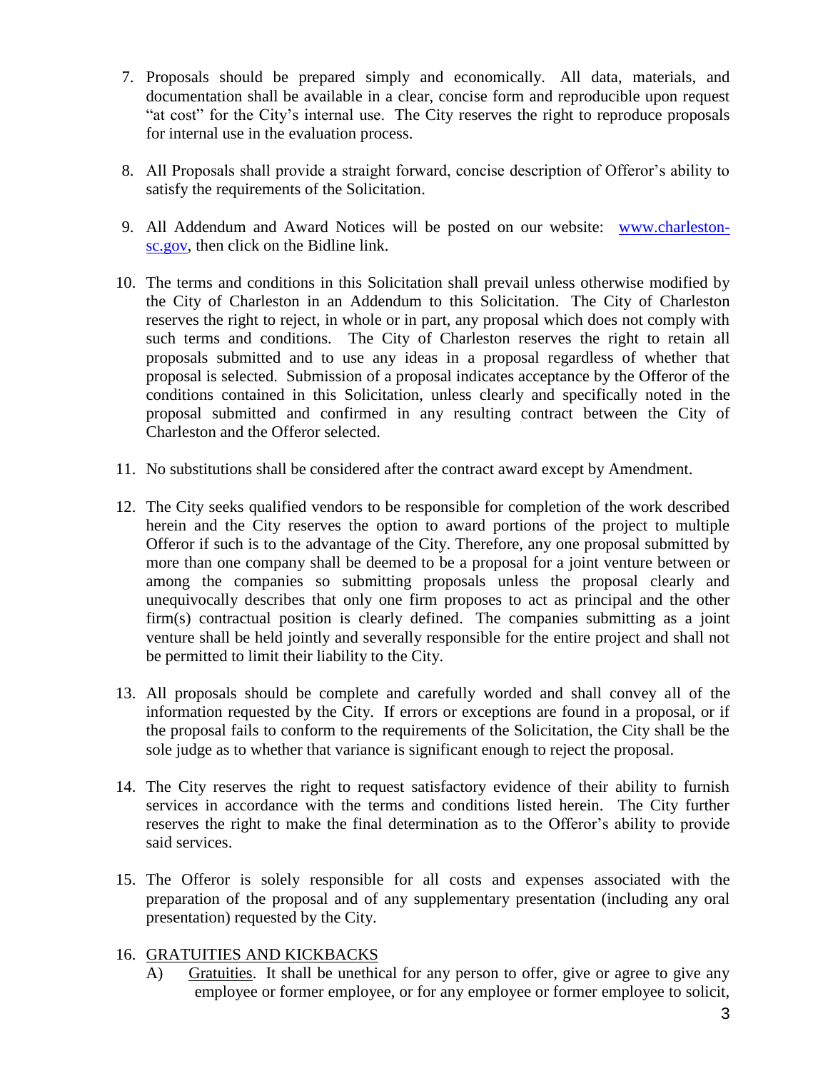7. Proposals should be prepared simply and economically. All data, materials, and documentation shall be available in a clear, concise form and reproducible upon request "at cost" for the City's internal use. The City reserves the right to reproduce proposals for internal use in the evaluation process.

8. All Proposals shall provide a straight forward, concise description of Offeror's ability to satisfy the requirements of the Solicitation.

9. All Addendum and Award Notices will be posted on our website: [www.charleston-sc.gov](http://www.charleston-sc.gov), then click on the Bidline link.

10. The terms and conditions in this Solicitation shall prevail unless otherwise modified by the City of Charleston in an Addendum to this Solicitation. The City of Charleston reserves the right to reject, in whole or in part, any proposal which does not comply with such terms and conditions. The City of Charleston reserves the right to retain all proposals submitted and to use any ideas in a proposal regardless of whether that proposal is selected. Submission of a proposal indicates acceptance by the Offeror of the conditions contained in this Solicitation, unless clearly and specifically noted in the proposal submitted and confirmed in any resulting contract between the City of Charleston and the Offeror selected.

11. No substitutions shall be considered after the contract award except by Amendment.

12. The City seeks qualified vendors to be responsible for completion of the work described herein and the City reserves the option to award portions of the project to multiple Offeror if such is to the advantage of the City. Therefore, any one proposal submitted by more than one company shall be deemed to be a proposal for a joint venture between or among the companies so submitting proposals unless the proposal clearly and unequivocally describes that only one firm proposes to act as principal and the other firm(s) contractual position is clearly defined. The companies submitting as a joint venture shall be held jointly and severally responsible for the entire project and shall not be permitted to limit their liability to the City.

13. All proposals should be complete and carefully worded and shall convey all of the information requested by the City. If errors or exceptions are found in a proposal, or if the proposal fails to conform to the requirements of the Solicitation, the City shall be the sole judge as to whether that variance is significant enough to reject the proposal.

14. The City reserves the right to request satisfactory evidence of their ability to furnish services in accordance with the terms and conditions listed herein. The City further reserves the right to make the final determination as to the Offeror's ability to provide said services.

15. The Offeror is solely responsible for all costs and expenses associated with the preparation of the proposal and of any supplementary presentation (including any oral presentation) requested by the City.

16. GRATUITIES AND KICKBACKS
    - A) Gratuities. It shall be unethical for any person to offer, give or agree to give any employee or former employee, or for any employee or former employee to solicit,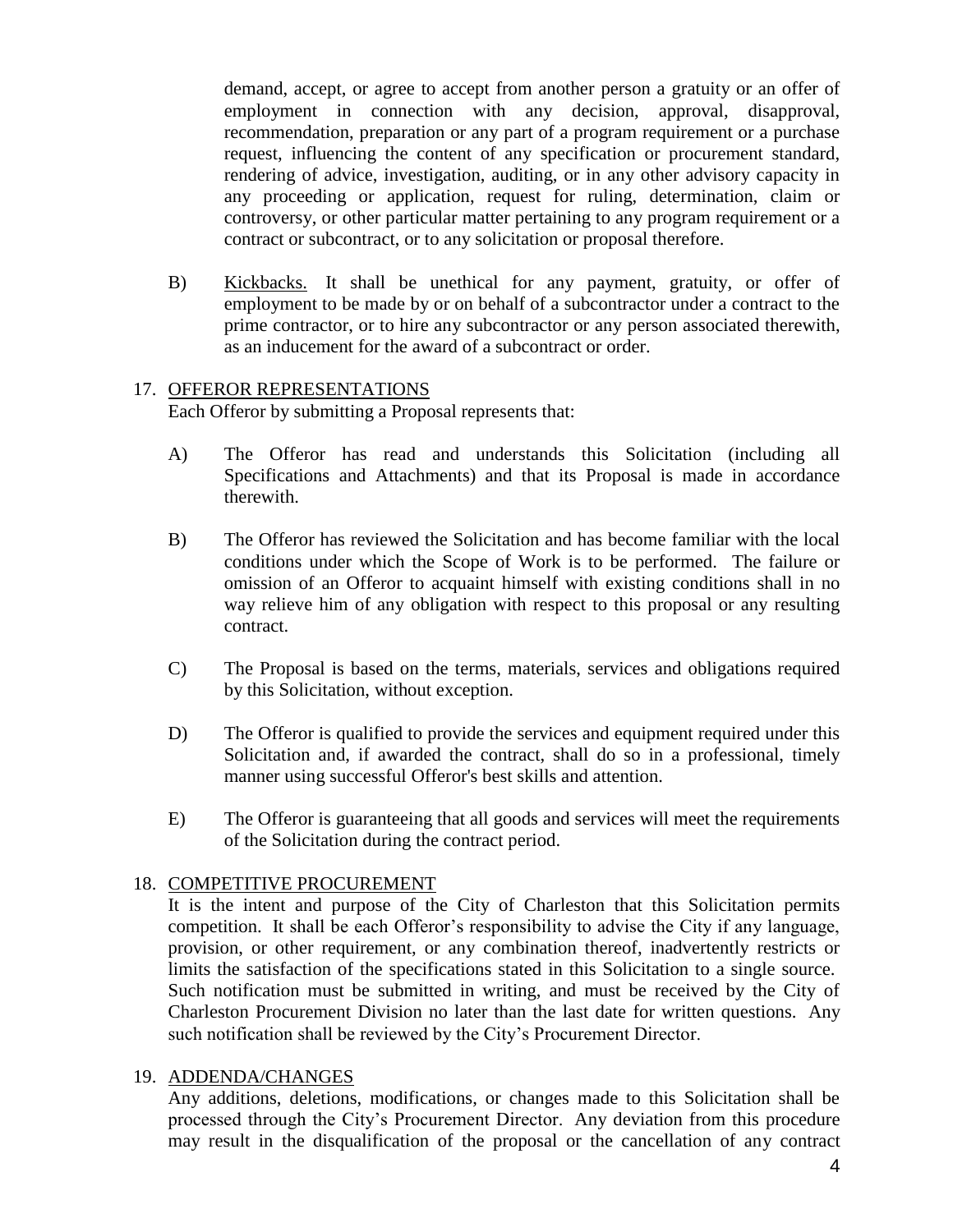demand, accept, or agree to accept from another person a gratuity or an offer of employment in connection with any decision, approval, disapproval, recommendation, preparation or any part of a program requirement or a purchase request, influencing the content of any specification or procurement standard, rendering of advice, investigation, auditing, or in any other advisory capacity in any proceeding or application, request for ruling, determination, claim or controversy, or other particular matter pertaining to any program requirement or a contract or subcontract, or to any solicitation or proposal therefore.

B) Kickbacks. It shall be unethical for any payment, gratuity, or offer of employment to be made by or on behalf of a subcontractor under a contract to the prime contractor, or to hire any subcontractor or any person associated therewith, as an inducement for the award of a subcontract or order.

17. OFFEROR REPRESENTATIONS

Each Offeror by submitting a Proposal represents that:

A) The Offeror has read and understands this Solicitation (including all Specifications and Attachments) and that its Proposal is made in accordance therewith.

B) The Offeror has reviewed the Solicitation and has become familiar with the local conditions under which the Scope of Work is to be performed. The failure or omission of an Offeror to acquaint himself with existing conditions shall in no way relieve him of any obligation with respect to this proposal or any resulting contract.

C) The Proposal is based on the terms, materials, services and obligations required by this Solicitation, without exception.

D) The Offeror is qualified to provide the services and equipment required under this Solicitation and, if awarded the contract, shall do so in a professional, timely manner using successful Offeror's best skills and attention.

E) The Offeror is guaranteeing that all goods and services will meet the requirements of the Solicitation during the contract period.

18. COMPETITIVE PROCUREMENT

It is the intent and purpose of the City of Charleston that this Solicitation permits competition. It shall be each Offeror's responsibility to advise the City if any language, provision, or other requirement, or any combination thereof, inadvertently restricts or limits the satisfaction of the specifications stated in this Solicitation to a single source. Such notification must be submitted in writing, and must be received by the City of Charleston Procurement Division no later than the last date for written questions. Any such notification shall be reviewed by the City's Procurement Director.

19. ADDENDA/CHANGES

Any additions, deletions, modifications, or changes made to this Solicitation shall be processed through the City's Procurement Director. Any deviation from this procedure may result in the disqualification of the proposal or the cancellation of any contract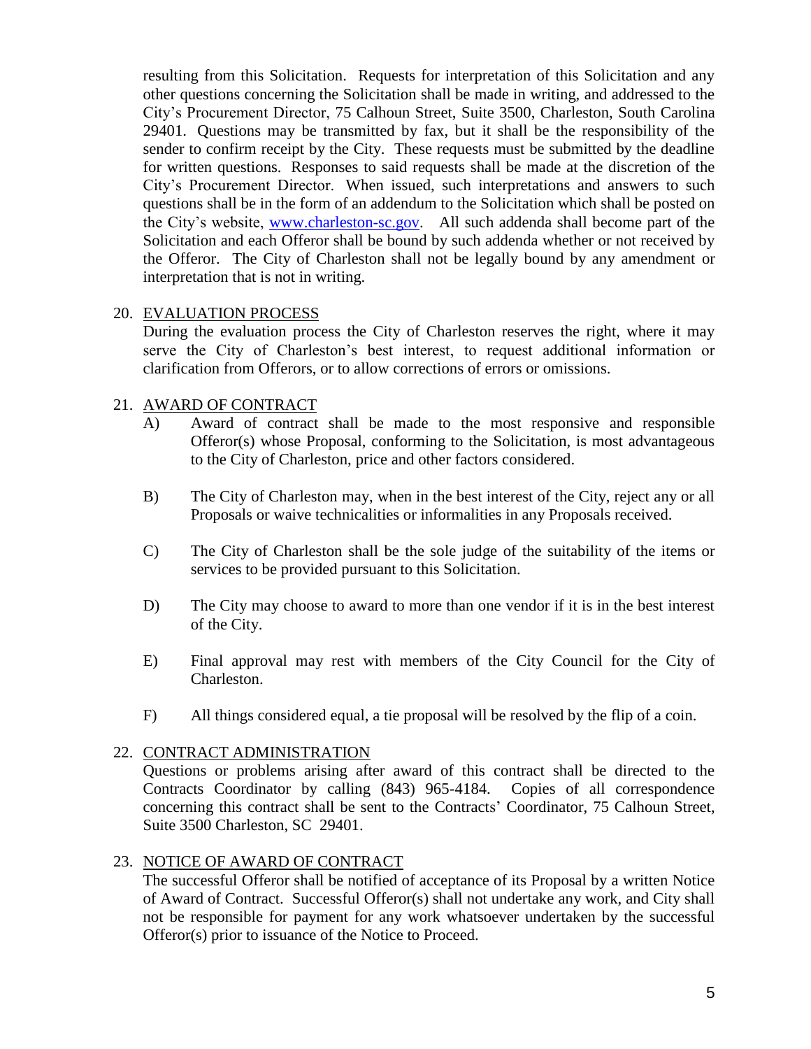resulting from this Solicitation. Requests for interpretation of this Solicitation and any other questions concerning the Solicitation shall be made in writing, and addressed to the City's Procurement Director, 75 Calhoun Street, Suite 3500, Charleston, South Carolina 29401. Questions may be transmitted by fax, but it shall be the responsibility of the sender to confirm receipt by the City. These requests must be submitted by the deadline for written questions. Responses to said requests shall be made at the discretion of the City's Procurement Director. When issued, such interpretations and answers to such questions shall be in the form of an addendum to the Solicitation which shall be posted on the City's website, [www.charleston-sc.gov](http://www.charleston-sc.gov). All such addenda shall become part of the Solicitation and each Offeror shall be bound by such addenda whether or not received by the Offeror. The City of Charleston shall not be legally bound by any amendment or interpretation that is not in writing.

20. <u>EVALUATION PROCESS</u>

    During the evaluation process the City of Charleston reserves the right, where it may serve the City of Charleston's best interest, to request additional information or clarification from Offerors, or to allow corrections of errors or omissions.

21. <u>AWARD OF CONTRACT</u>

    A) Award of contract shall be made to the most responsive and responsible Offeror(s) whose Proposal, conforming to the Solicitation, is most advantageous to the City of Charleston, price and other factors considered.

    B) The City of Charleston may, when in the best interest of the City, reject any or all Proposals or waive technicalities or informalities in any Proposals received.

    C) The City of Charleston shall be the sole judge of the suitability of the items or services to be provided pursuant to this Solicitation.

    D) The City may choose to award to more than one vendor if it is in the best interest of the City.

    E) Final approval may rest with members of the City Council for the City of Charleston.

    F) All things considered equal, a tie proposal will be resolved by the flip of a coin.

22. <u>CONTRACT ADMINISTRATION</u>

    Questions or problems arising after award of this contract shall be directed to the Contracts Coordinator by calling (843) 965-4184. Copies of all correspondence concerning this contract shall be sent to the Contracts' Coordinator, 75 Calhoun Street, Suite 3500 Charleston, SC 29401.

23. <u>NOTICE OF AWARD OF CONTRACT</u>

    The successful Offeror shall be notified of acceptance of its Proposal by a written Notice of Award of Contract. Successful Offeror(s) shall not undertake any work, and City shall not be responsible for payment for any work whatsoever undertaken by the successful Offeror(s) prior to issuance of the Notice to Proceed.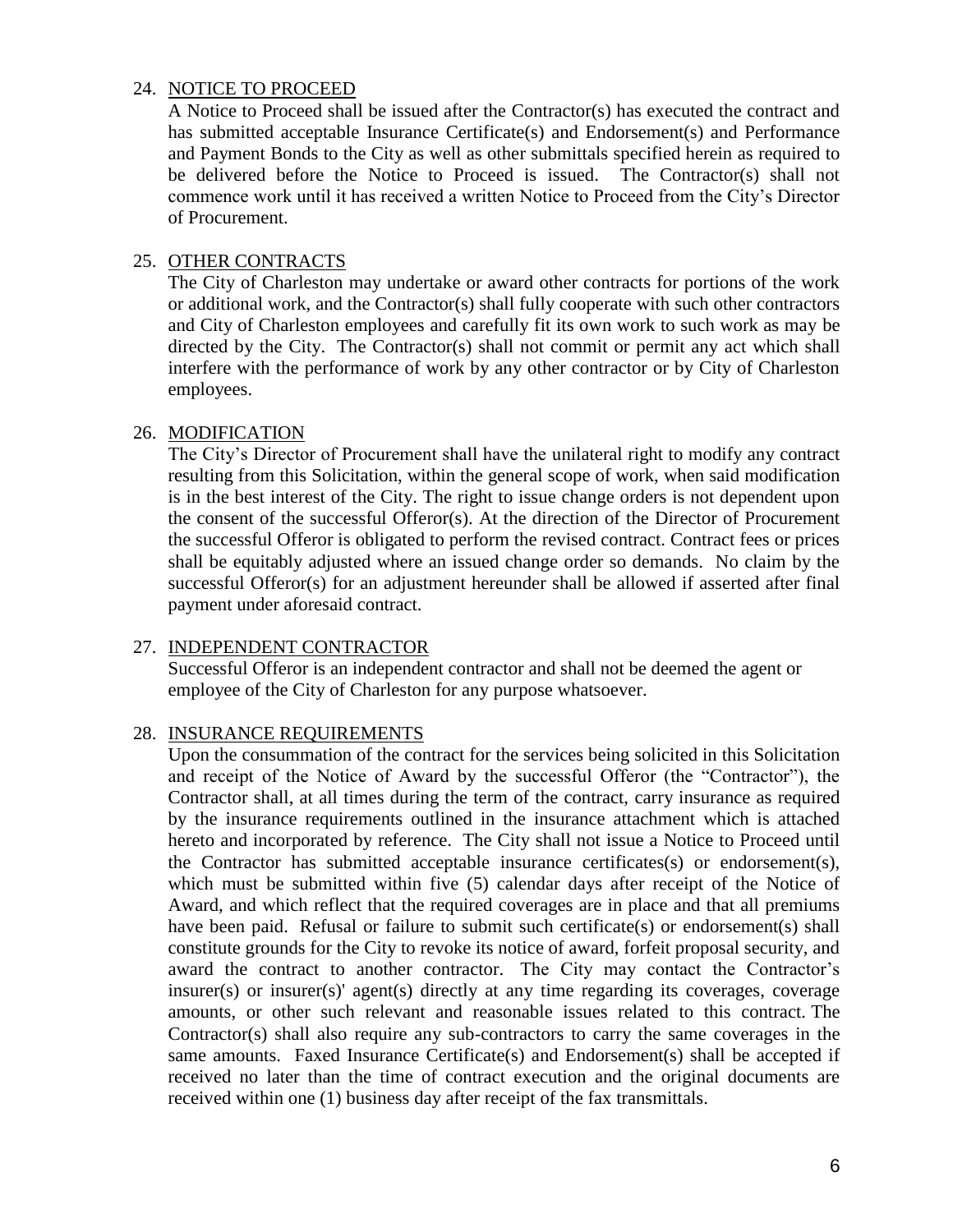24. <u>NOTICE TO PROCEED</u>

    A Notice to Proceed shall be issued after the Contractor(s) has executed the contract and has submitted acceptable Insurance Certificate(s) and Endorsement(s) and Performance and Payment Bonds to the City as well as other submittals specified herein as required to be delivered before the Notice to Proceed is issued. The Contractor(s) shall not commence work until it has received a written Notice to Proceed from the City's Director of Procurement.

25. <u>OTHER CONTRACTS</u>

    The City of Charleston may undertake or award other contracts for portions of the work or additional work, and the Contractor(s) shall fully cooperate with such other contractors and City of Charleston employees and carefully fit its own work to such work as may be directed by the City. The Contractor(s) shall not commit or permit any act which shall interfere with the performance of work by any other contractor or by City of Charleston employees.

26. <u>MODIFICATION</u>

    The City's Director of Procurement shall have the unilateral right to modify any contract resulting from this Solicitation, within the general scope of work, when said modification is in the best interest of the City. The right to issue change orders is not dependent upon the consent of the successful Offeror(s). At the direction of the Director of Procurement the successful Offeror is obligated to perform the revised contract. Contract fees or prices shall be equitably adjusted where an issued change order so demands. No claim by the successful Offeror(s) for an adjustment hereunder shall be allowed if asserted after final payment under aforesaid contract.

27. <u>INDEPENDENT CONTRACTOR</u>

    Successful Offeror is an independent contractor and shall not be deemed the agent or employee of the City of Charleston for any purpose whatsoever.

28. <u>INSURANCE REQUIREMENTS</u>

    Upon the consummation of the contract for the services being solicited in this Solicitation and receipt of the Notice of Award by the successful Offeror (the "Contractor"), the Contractor shall, at all times during the term of the contract, carry insurance as required by the insurance requirements outlined in the insurance attachment which is attached hereto and incorporated by reference. The City shall not issue a Notice to Proceed until the Contractor has submitted acceptable insurance certificates(s) or endorsement(s), which must be submitted within five (5) calendar days after receipt of the Notice of Award, and which reflect that the required coverages are in place and that all premiums have been paid. Refusal or failure to submit such certificate(s) or endorsement(s) shall constitute grounds for the City to revoke its notice of award, forfeit proposal security, and award the contract to another contractor. The City may contact the Contractor's insurer(s) or insurer(s)' agent(s) directly at any time regarding its coverages, coverage amounts, or other such relevant and reasonable issues related to this contract. The Contractor(s) shall also require any sub-contractors to carry the same coverages in the same amounts. Faxed Insurance Certificate(s) and Endorsement(s) shall be accepted if received no later than the time of contract execution and the original documents are received within one (1) business day after receipt of the fax transmittals.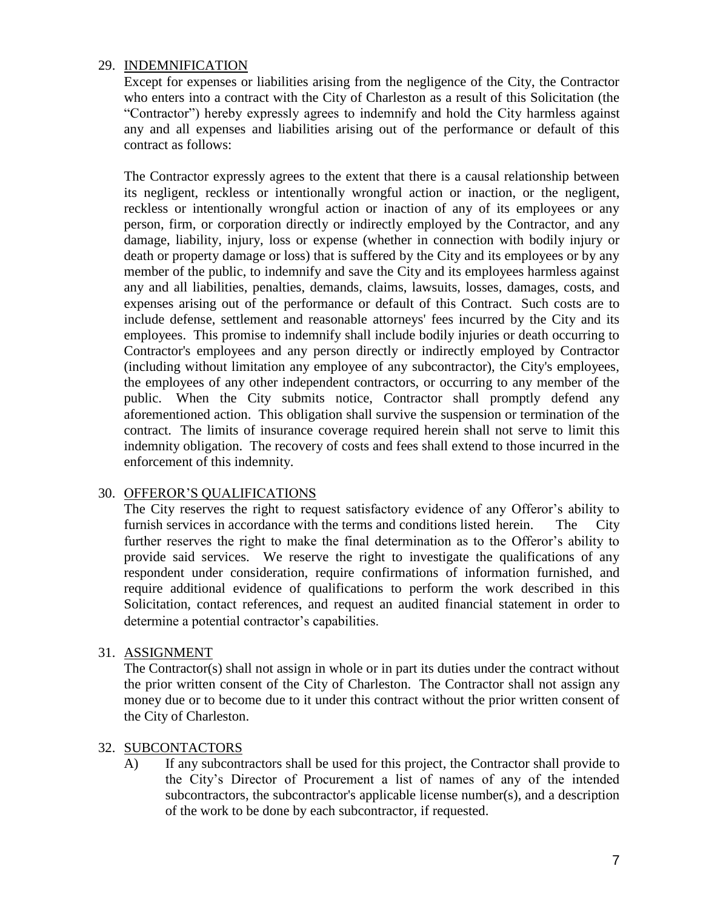29. <u>INDEMNIFICATION</u>

Except for expenses or liabilities arising from the negligence of the City, the Contractor who enters into a contract with the City of Charleston as a result of this Solicitation (the "Contractor") hereby expressly agrees to indemnify and hold the City harmless against any and all expenses and liabilities arising out of the performance or default of this contract as follows:

The Contractor expressly agrees to the extent that there is a causal relationship between its negligent, reckless or intentionally wrongful action or inaction, or the negligent, reckless or intentionally wrongful action or inaction of any of its employees or any person, firm, or corporation directly or indirectly employed by the Contractor, and any damage, liability, injury, loss or expense (whether in connection with bodily injury or death or property damage or loss) that is suffered by the City and its employees or by any member of the public, to indemnify and save the City and its employees harmless against any and all liabilities, penalties, demands, claims, lawsuits, losses, damages, costs, and expenses arising out of the performance or default of this Contract. Such costs are to include defense, settlement and reasonable attorneys' fees incurred by the City and its employees. This promise to indemnify shall include bodily injuries or death occurring to Contractor's employees and any person directly or indirectly employed by Contractor (including without limitation any employee of any subcontractor), the City's employees, the employees of any other independent contractors, or occurring to any member of the public. When the City submits notice, Contractor shall promptly defend any aforementioned action. This obligation shall survive the suspension or termination of the contract. The limits of insurance coverage required herein shall not serve to limit this indemnity obligation. The recovery of costs and fees shall extend to those incurred in the enforcement of this indemnity.

30. <u>OFFEROR'S QUALIFICATIONS</u>

The City reserves the right to request satisfactory evidence of any Offeror's ability to furnish services in accordance with the terms and conditions listed herein. The City further reserves the right to make the final determination as to the Offeror's ability to provide said services. We reserve the right to investigate the qualifications of any respondent under consideration, require confirmations of information furnished, and require additional evidence of qualifications to perform the work described in this Solicitation, contact references, and request an audited financial statement in order to determine a potential contractor's capabilities.

31. <u>ASSIGNMENT</u>

The Contractor(s) shall not assign in whole or in part its duties under the contract without the prior written consent of the City of Charleston. The Contractor shall not assign any money due or to become due to it under this contract without the prior written consent of the City of Charleston.

32. <u>SUBCONTACTORS</u>

A) If any subcontractors shall be used for this project, the Contractor shall provide to the City's Director of Procurement a list of names of any of the intended subcontractors, the subcontractor's applicable license number(s), and a description of the work to be done by each subcontractor, if requested.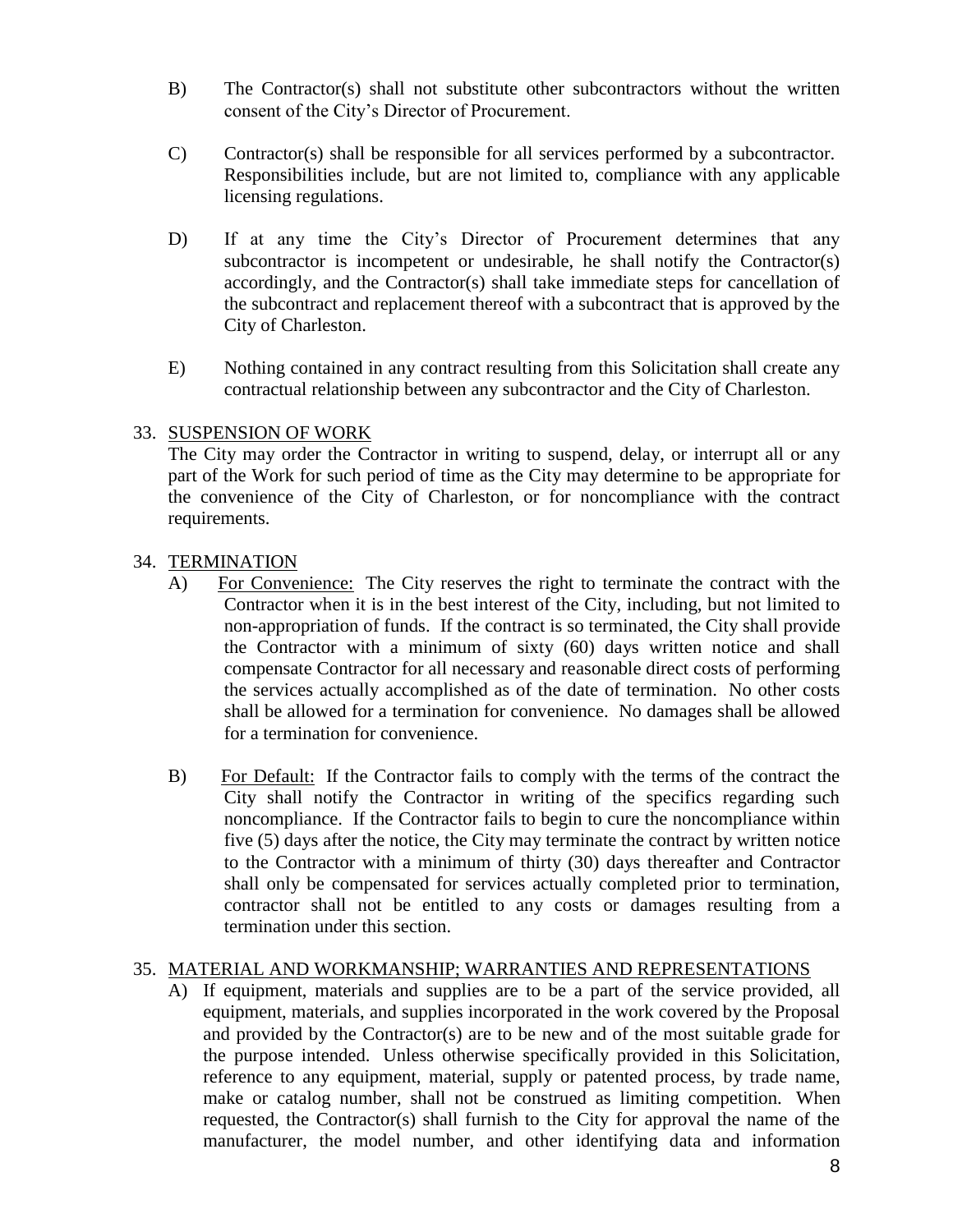B) The Contractor(s) shall not substitute other subcontractors without the written consent of the City's Director of Procurement.

C) Contractor(s) shall be responsible for all services performed by a subcontractor. Responsibilities include, but are not limited to, compliance with any applicable licensing regulations.

D) If at any time the City's Director of Procurement determines that any subcontractor is incompetent or undesirable, he shall notify the Contractor(s) accordingly, and the Contractor(s) shall take immediate steps for cancellation of the subcontract and replacement thereof with a subcontract that is approved by the City of Charleston.

E) Nothing contained in any contract resulting from this Solicitation shall create any contractual relationship between any subcontractor and the City of Charleston.

33. <u>SUSPENSION OF WORK</u>

The City may order the Contractor in writing to suspend, delay, or interrupt all or any part of the Work for such period of time as the City may determine to be appropriate for the convenience of the City of Charleston, or for noncompliance with the contract requirements.

34. <u>TERMINATION</u>

A) <u>For Convenience:</u> The City reserves the right to terminate the contract with the Contractor when it is in the best interest of the City, including, but not limited to non-appropriation of funds. If the contract is so terminated, the City shall provide the Contractor with a minimum of sixty (60) days written notice and shall compensate Contractor for all necessary and reasonable direct costs of performing the services actually accomplished as of the date of termination. No other costs shall be allowed for a termination for convenience. No damages shall be allowed for a termination for convenience.

B) <u>For Default:</u> If the Contractor fails to comply with the terms of the contract the City shall notify the Contractor in writing of the specifics regarding such noncompliance. If the Contractor fails to begin to cure the noncompliance within five (5) days after the notice, the City may terminate the contract by written notice to the Contractor with a minimum of thirty (30) days thereafter and Contractor shall only be compensated for services actually completed prior to termination, contractor shall not be entitled to any costs or damages resulting from a termination under this section.

35. <u>MATERIAL AND WORKMANSHIP; WARRANTIES AND REPRESENTATIONS</u>

A) If equipment, materials and supplies are to be a part of the service provided, all equipment, materials, and supplies incorporated in the work covered by the Proposal and provided by the Contractor(s) are to be new and of the most suitable grade for the purpose intended. Unless otherwise specifically provided in this Solicitation, reference to any equipment, material, supply or patented process, by trade name, make or catalog number, shall not be construed as limiting competition. When requested, the Contractor(s) shall furnish to the City for approval the name of the manufacturer, the model number, and other identifying data and information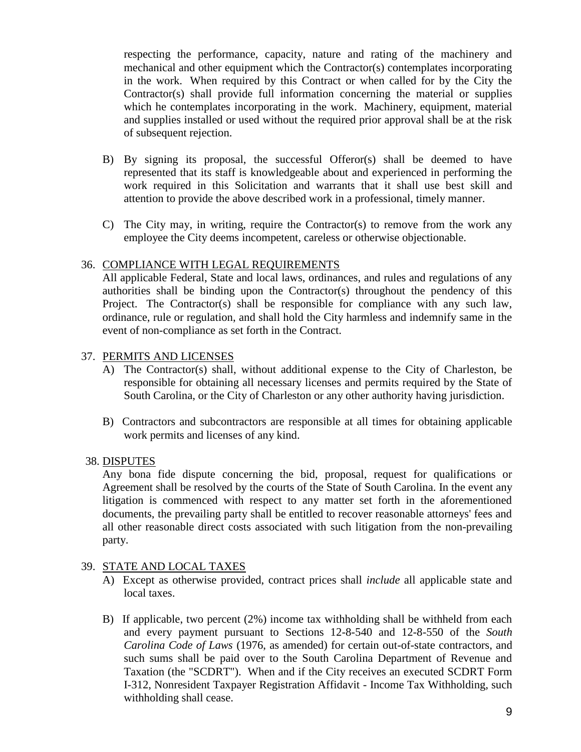respecting the performance, capacity, nature and rating of the machinery and mechanical and other equipment which the Contractor(s) contemplates incorporating in the work. When required by this Contract or when called for by the City the Contractor(s) shall provide full information concerning the material or supplies which he contemplates incorporating in the work. Machinery, equipment, material and supplies installed or used without the required prior approval shall be at the risk of subsequent rejection.

B) By signing its proposal, the successful Offeror(s) shall be deemed to have represented that its staff is knowledgeable about and experienced in performing the work required in this Solicitation and warrants that it shall use best skill and attention to provide the above described work in a professional, timely manner.

C) The City may, in writing, require the Contractor(s) to remove from the work any employee the City deems incompetent, careless or otherwise objectionable.

36. COMPLIANCE WITH LEGAL REQUIREMENTS

All applicable Federal, State and local laws, ordinances, and rules and regulations of any authorities shall be binding upon the Contractor(s) throughout the pendency of this Project. The Contractor(s) shall be responsible for compliance with any such law, ordinance, rule or regulation, and shall hold the City harmless and indemnify same in the event of non-compliance as set forth in the Contract.

37. PERMITS AND LICENSES

A) The Contractor(s) shall, without additional expense to the City of Charleston, be responsible for obtaining all necessary licenses and permits required by the State of South Carolina, or the City of Charleston or any other authority having jurisdiction.

B) Contractors and subcontractors are responsible at all times for obtaining applicable work permits and licenses of any kind.

38. DISPUTES

Any bona fide dispute concerning the bid, proposal, request for qualifications or Agreement shall be resolved by the courts of the State of South Carolina. In the event any litigation is commenced with respect to any matter set forth in the aforementioned documents, the prevailing party shall be entitled to recover reasonable attorneys' fees and all other reasonable direct costs associated with such litigation from the non-prevailing party.

39. STATE AND LOCAL TAXES

A) Except as otherwise provided, contract prices shall *include* all applicable state and local taxes.

B) If applicable, two percent (2%) income tax withholding shall be withheld from each and every payment pursuant to Sections 12-8-540 and 12-8-550 of the *South Carolina Code of Laws* (1976, as amended) for certain out-of-state contractors, and such sums shall be paid over to the South Carolina Department of Revenue and Taxation (the "SCDRT"). When and if the City receives an executed SCDRT Form I-312, Nonresident Taxpayer Registration Affidavit - Income Tax Withholding, such withholding shall cease.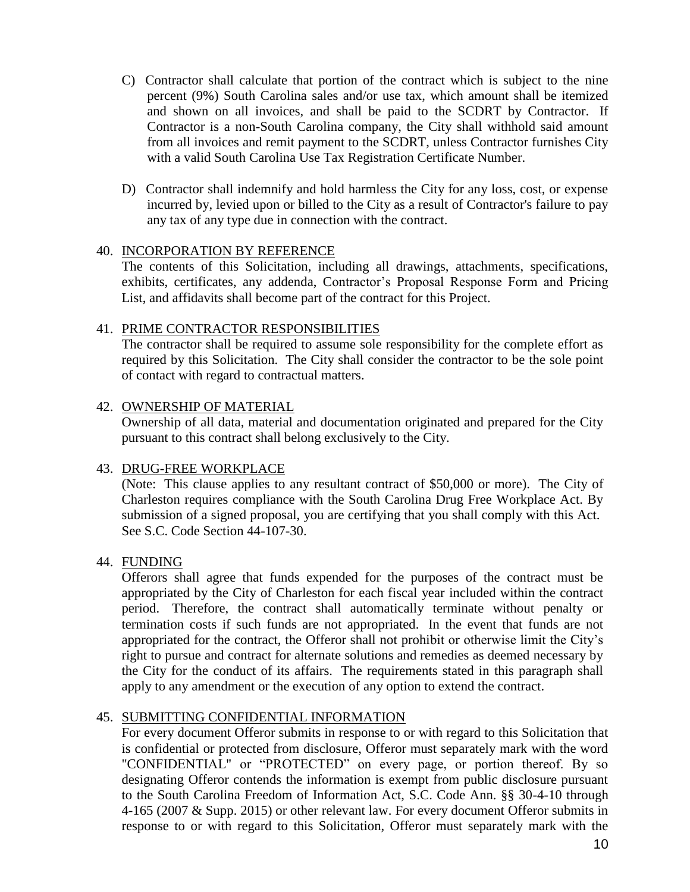C) Contractor shall calculate that portion of the contract which is subject to the nine percent (9%) South Carolina sales and/or use tax, which amount shall be itemized and shown on all invoices, and shall be paid to the SCDRT by Contractor. If Contractor is a non-South Carolina company, the City shall withhold said amount from all invoices and remit payment to the SCDRT, unless Contractor furnishes City with a valid South Carolina Use Tax Registration Certificate Number.

D) Contractor shall indemnify and hold harmless the City for any loss, cost, or expense incurred by, levied upon or billed to the City as a result of Contractor's failure to pay any tax of any type due in connection with the contract.

40. INCORPORATION BY REFERENCE
The contents of this Solicitation, including all drawings, attachments, specifications, exhibits, certificates, any addenda, Contractor's Proposal Response Form and Pricing List, and affidavits shall become part of the contract for this Project.

41. PRIME CONTRACTOR RESPONSIBILITIES
The contractor shall be required to assume sole responsibility for the complete effort as required by this Solicitation. The City shall consider the contractor to be the sole point of contact with regard to contractual matters.

42. OWNERSHIP OF MATERIAL
Ownership of all data, material and documentation originated and prepared for the City pursuant to this contract shall belong exclusively to the City.

43. DRUG-FREE WORKPLACE
(Note: This clause applies to any resultant contract of $50,000 or more). The City of Charleston requires compliance with the South Carolina Drug Free Workplace Act. By submission of a signed proposal, you are certifying that you shall comply with this Act. See S.C. Code Section 44-107-30.

44. FUNDING
Offerors shall agree that funds expended for the purposes of the contract must be appropriated by the City of Charleston for each fiscal year included within the contract period. Therefore, the contract shall automatically terminate without penalty or termination costs if such funds are not appropriated. In the event that funds are not appropriated for the contract, the Offeror shall not prohibit or otherwise limit the City's right to pursue and contract for alternate solutions and remedies as deemed necessary by the City for the conduct of its affairs. The requirements stated in this paragraph shall apply to any amendment or the execution of any option to extend the contract.

45. SUBMITTING CONFIDENTIAL INFORMATION
For every document Offeror submits in response to or with regard to this Solicitation that is confidential or protected from disclosure, Offeror must separately mark with the word "CONFIDENTIAL" or "PROTECTED" on every page, or portion thereof. By so designating Offeror contends the information is exempt from public disclosure pursuant to the South Carolina Freedom of Information Act, S.C. Code Ann. §§ 30-4-10 through 4-165 (2007 & Supp. 2015) or other relevant law. For every document Offeror submits in response to or with regard to this Solicitation, Offeror must separately mark with the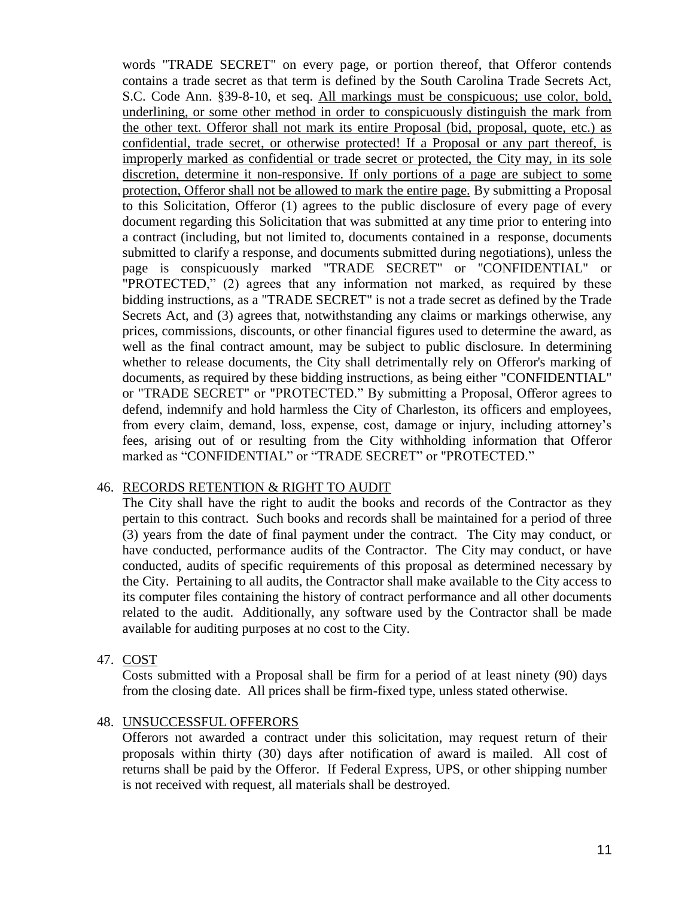words "TRADE SECRET" on every page, or portion thereof, that Offeror contends contains a trade secret as that term is defined by the South Carolina Trade Secrets Act, S.C. Code Ann. §39-8-10, et seq. <u>All markings must be conspicuous; use color, bold, underlining, or some other method in order to conspicuously distinguish the mark from the other text. Offeror shall not mark its entire Proposal (bid, proposal, quote, etc.) as confidential, trade secret, or otherwise protected! If a Proposal or any part thereof, is improperly marked as confidential or trade secret or protected, the City may, in its sole discretion, determine it non-responsive. If only portions of a page are subject to some protection, Offeror shall not be allowed to mark the entire page.</u> By submitting a Proposal to this Solicitation, Offeror (1) agrees to the public disclosure of every page of every document regarding this Solicitation that was submitted at any time prior to entering into a contract (including, but not limited to, documents contained in a response, documents submitted to clarify a response, and documents submitted during negotiations), unless the page is conspicuously marked "TRADE SECRET" or "CONFIDENTIAL" or "PROTECTED," (2) agrees that any information not marked, as required by these bidding instructions, as a "TRADE SECRET" is not a trade secret as defined by the Trade Secrets Act, and (3) agrees that, notwithstanding any claims or markings otherwise, any prices, commissions, discounts, or other financial figures used to determine the award, as well as the final contract amount, may be subject to public disclosure. In determining whether to release documents, the City shall detrimentally rely on Offeror's marking of documents, as required by these bidding instructions, as being either "CONFIDENTIAL" or "TRADE SECRET" or "PROTECTED." By submitting a Proposal, Offeror agrees to defend, indemnify and hold harmless the City of Charleston, its officers and employees, from every claim, demand, loss, expense, cost, damage or injury, including attorney's fees, arising out of or resulting from the City withholding information that Offeror marked as "CONFIDENTIAL" or "TRADE SECRET" or "PROTECTED."

46. <u>RECORDS RETENTION & RIGHT TO AUDIT</u>

The City shall have the right to audit the books and records of the Contractor as they pertain to this contract. Such books and records shall be maintained for a period of three (3) years from the date of final payment under the contract. The City may conduct, or have conducted, performance audits of the Contractor. The City may conduct, or have conducted, audits of specific requirements of this proposal as determined necessary by the City. Pertaining to all audits, the Contractor shall make available to the City access to its computer files containing the history of contract performance and all other documents related to the audit. Additionally, any software used by the Contractor shall be made available for auditing purposes at no cost to the City.

47. <u>COST</u>

Costs submitted with a Proposal shall be firm for a period of at least ninety (90) days from the closing date. All prices shall be firm-fixed type, unless stated otherwise.

48. <u>UNSUCCESSFUL OFFERORS</u>

Offerors not awarded a contract under this solicitation, may request return of their proposals within thirty (30) days after notification of award is mailed. All cost of returns shall be paid by the Offeror. If Federal Express, UPS, or other shipping number is not received with request, all materials shall be destroyed.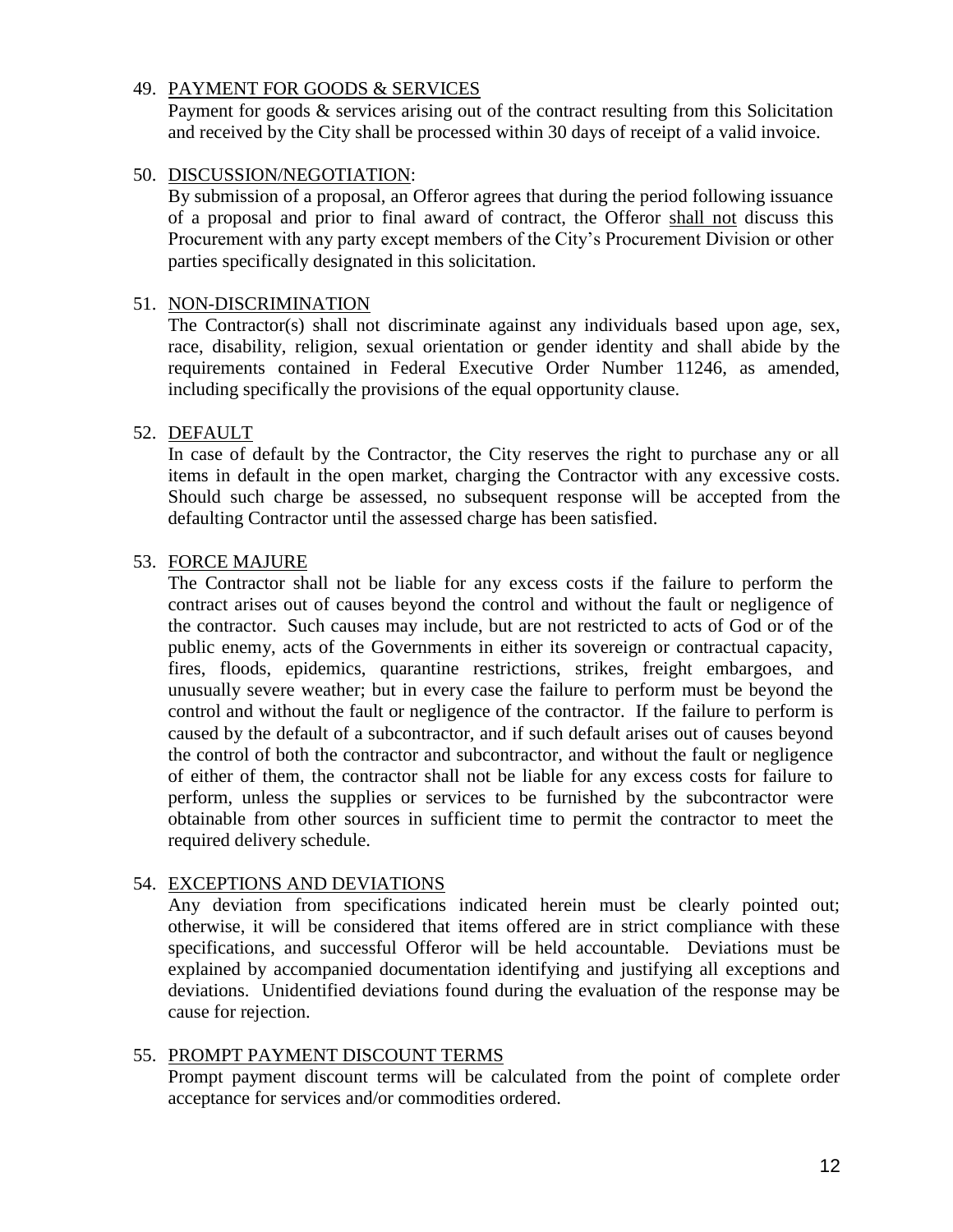49. <u>PAYMENT FOR GOODS & SERVICES</u>

    Payment for goods & services arising out of the contract resulting from this Solicitation and received by the City shall be processed within 30 days of receipt of a valid invoice.

50. <u>DISCUSSION/NEGOTIATION</u>:

    By submission of a proposal, an Offeror agrees that during the period following issuance of a proposal and prior to final award of contract, the Offeror <u>shall not</u> discuss this Procurement with any party except members of the City's Procurement Division or other parties specifically designated in this solicitation.

51. <u>NON-DISCRIMINATION</u>

    The Contractor(s) shall not discriminate against any individuals based upon age, sex, race, disability, religion, sexual orientation or gender identity and shall abide by the requirements contained in Federal Executive Order Number 11246, as amended, including specifically the provisions of the equal opportunity clause.

52. <u>DEFAULT</u>

    In case of default by the Contractor, the City reserves the right to purchase any or all items in default in the open market, charging the Contractor with any excessive costs. Should such charge be assessed, no subsequent response will be accepted from the defaulting Contractor until the assessed charge has been satisfied.

53. <u>FORCE MAJURE</u>

    The Contractor shall not be liable for any excess costs if the failure to perform the contract arises out of causes beyond the control and without the fault or negligence of the contractor. Such causes may include, but are not restricted to acts of God or of the public enemy, acts of the Governments in either its sovereign or contractual capacity, fires, floods, epidemics, quarantine restrictions, strikes, freight embargoes, and unusually severe weather; but in every case the failure to perform must be beyond the control and without the fault or negligence of the contractor. If the failure to perform is caused by the default of a subcontractor, and if such default arises out of causes beyond the control of both the contractor and subcontractor, and without the fault or negligence of either of them, the contractor shall not be liable for any excess costs for failure to perform, unless the supplies or services to be furnished by the subcontractor were obtainable from other sources in sufficient time to permit the contractor to meet the required delivery schedule.

54. <u>EXCEPTIONS AND DEVIATIONS</u>

    Any deviation from specifications indicated herein must be clearly pointed out; otherwise, it will be considered that items offered are in strict compliance with these specifications, and successful Offeror will be held accountable. Deviations must be explained by accompanied documentation identifying and justifying all exceptions and deviations. Unidentified deviations found during the evaluation of the response may be cause for rejection.

55. <u>PROMPT PAYMENT DISCOUNT TERMS</u>

    Prompt payment discount terms will be calculated from the point of complete order acceptance for services and/or commodities ordered.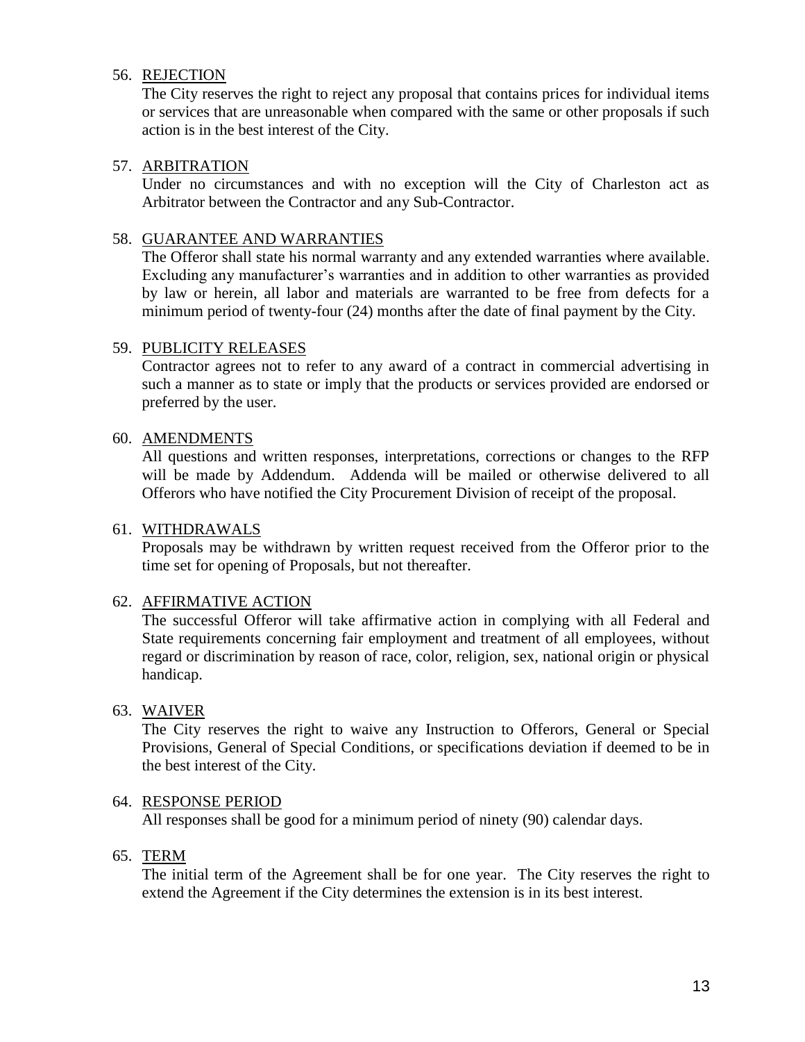56. REJECTION

    The City reserves the right to reject any proposal that contains prices for individual items or services that are unreasonable when compared with the same or other proposals if such action is in the best interest of the City.

57. ARBITRATION

    Under no circumstances and with no exception will the City of Charleston act as Arbitrator between the Contractor and any Sub-Contractor.

58. GUARANTEE AND WARRANTIES

    The Offeror shall state his normal warranty and any extended warranties where available. Excluding any manufacturer's warranties and in addition to other warranties as provided by law or herein, all labor and materials are warranted to be free from defects for a minimum period of twenty-four (24) months after the date of final payment by the City.

59. PUBLICITY RELEASES

    Contractor agrees not to refer to any award of a contract in commercial advertising in such a manner as to state or imply that the products or services provided are endorsed or preferred by the user.

60. AMENDMENTS

    All questions and written responses, interpretations, corrections or changes to the RFP will be made by Addendum. Addenda will be mailed or otherwise delivered to all Offerors who have notified the City Procurement Division of receipt of the proposal.

61. WITHDRAWALS

    Proposals may be withdrawn by written request received from the Offeror prior to the time set for opening of Proposals, but not thereafter.

62. AFFIRMATIVE ACTION

    The successful Offeror will take affirmative action in complying with all Federal and State requirements concerning fair employment and treatment of all employees, without regard or discrimination by reason of race, color, religion, sex, national origin or physical handicap.

63. WAIVER

    The City reserves the right to waive any Instruction to Offerors, General or Special Provisions, General of Special Conditions, or specifications deviation if deemed to be in the best interest of the City.

64. RESPONSE PERIOD

    All responses shall be good for a minimum period of ninety (90) calendar days.

65. TERM

    The initial term of the Agreement shall be for one year. The City reserves the right to extend the Agreement if the City determines the extension is in its best interest.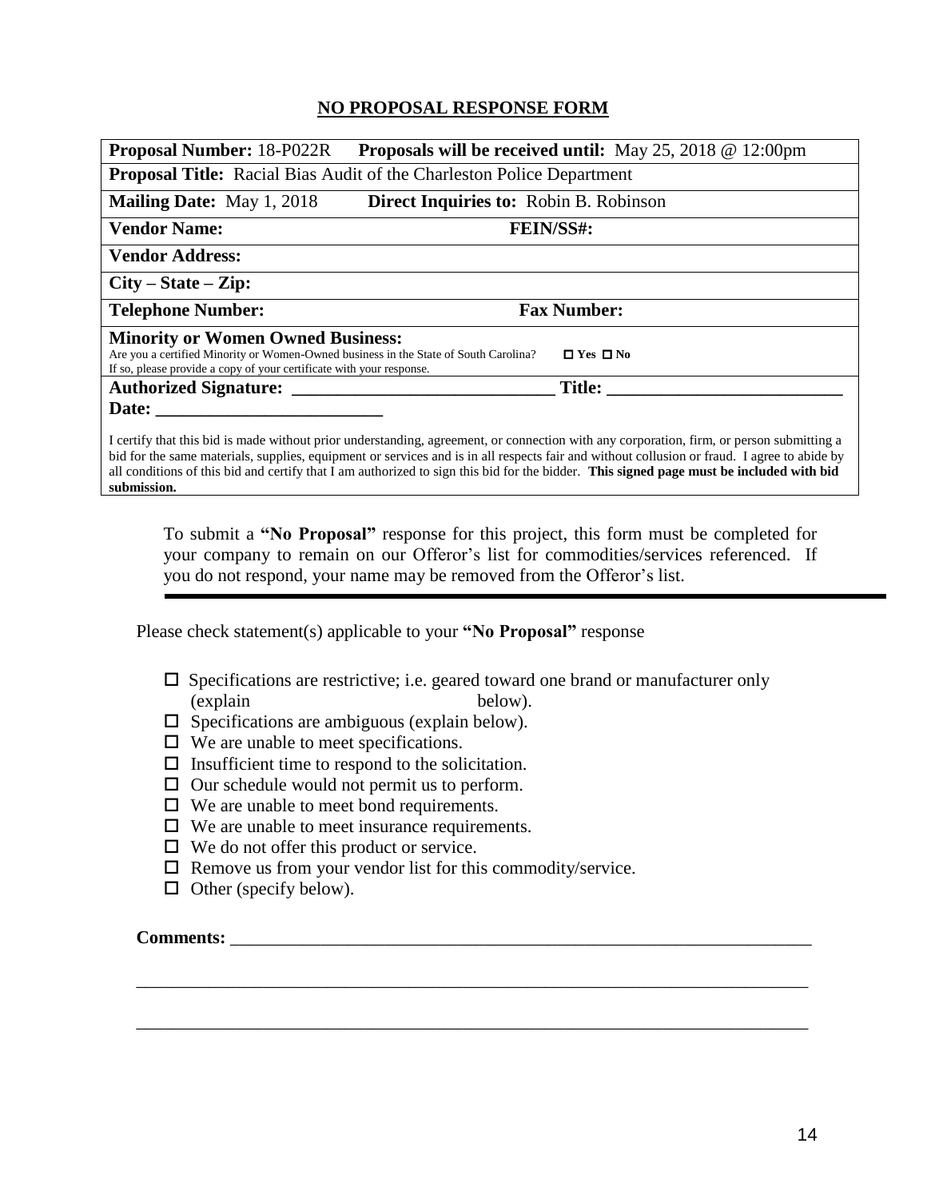## NO PROPOSAL RESPONSE FORM

| **Proposal Number:** 18-P022R | **Proposals will be received until:** May 25, 2018 @ 12:00pm |
|---|---|
| **Proposal Title:** Racial Bias Audit of the Charleston Police Department | |
| **Mailing Date:** May 1, 2018 | **Direct Inquiries to:** Robin B. Robinson |
| **Vendor Name:** | **FEIN/SS#:** |
| **Vendor Address:** | |
| **City – State – Zip:** | |
| **Telephone Number:** | **Fax Number:** |
| **Minority or Women Owned Business:** Are you a certified Minority or Women-Owned business in the State of South Carolina? ☐ Yes ☐ No If so, please provide a copy of your certificate with your response. | |
| **Authorized Signature: _____________________________** | **Title: __________________________** |
| **Date: _________________________** | |
| I certify that this bid is made without prior understanding, agreement, or connection with any corporation, firm, or person submitting a bid for the same materials, supplies, equipment or services and is in all respects fair and without collusion or fraud. I agree to abide by all conditions of this bid and certify that I am authorized to sign this bid for the bidder. **This signed page must be included with bid submission.** | |

To submit a **"No Proposal"** response for this project, this form must be completed for your company to remain on our Offeror's list for commodities/services referenced. If you do not respond, your name may be removed from the Offeror's list.

---

Please check statement(s) applicable to your **"No Proposal"** response

- ☐ Specifications are restrictive; i.e. geared toward one brand or manufacturer only (explain below).
- ☐ Specifications are ambiguous (explain below).
- ☐ We are unable to meet specifications.
- ☐ Insufficient time to respond to the solicitation.
- ☐ Our schedule would not permit us to perform.
- ☐ We are unable to meet bond requirements.
- ☐ We are unable to meet insurance requirements.
- ☐ We do not offer this product or service.
- ☐ Remove us from your vendor list for this commodity/service.
- ☐ Other (specify below).

**Comments:** ____________________________________________________________________

______________________________________________________________________________

______________________________________________________________________________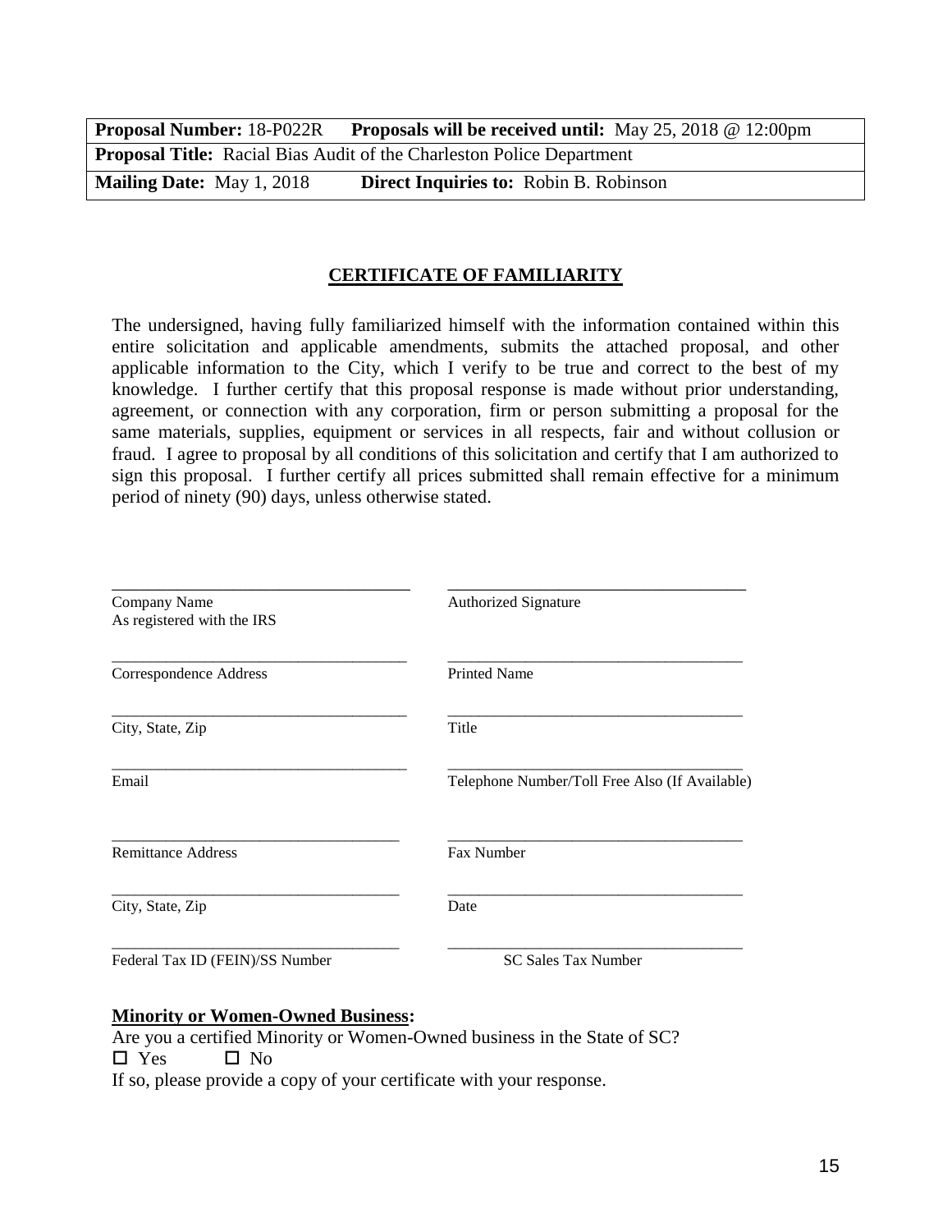| **Proposal Number:** 18-P022R **Proposals will be received until:** May 25, 2018 @ 12:00pm |
|---|
| **Proposal Title:** Racial Bias Audit of the Charleston Police Department |
| **Mailing Date:** May 1, 2018 **Direct Inquiries to:** Robin B. Robinson |

## CERTIFICATE OF FAMILIARITY

The undersigned, having fully familiarized himself with the information contained within this entire solicitation and applicable amendments, submits the attached proposal, and other applicable information to the City, which I verify to be true and correct to the best of my knowledge. I further certify that this proposal response is made without prior understanding, agreement, or connection with any corporation, firm or person submitting a proposal for the same materials, supplies, equipment or services in all respects, fair and without collusion or fraud. I agree to proposal by all conditions of this solicitation and certify that I am authorized to sign this proposal. I further certify all prices submitted shall remain effective for a minimum period of ninety (90) days, unless otherwise stated.

| | |
|---|---|
| ______________________________ Company Name As registered with the IRS | ______________________________ Authorized Signature |
| ______________________________ Correspondence Address | ______________________________ Printed Name |
| ______________________________ City, State, Zip | ______________________________ Title |
| ______________________________ Email | ______________________________ Telephone Number/Toll Free Also (If Available) |
| ______________________________ Remittance Address | ______________________________ Fax Number |
| ______________________________ City, State, Zip | ______________________________ Date |
| ______________________________ Federal Tax ID (FEIN)/SS Number | ______________________________ SC Sales Tax Number |

**Minority or Women-Owned Business:**

Are you a certified Minority or Women-Owned business in the State of SC?

☐ Yes ☐ No

If so, please provide a copy of your certificate with your response.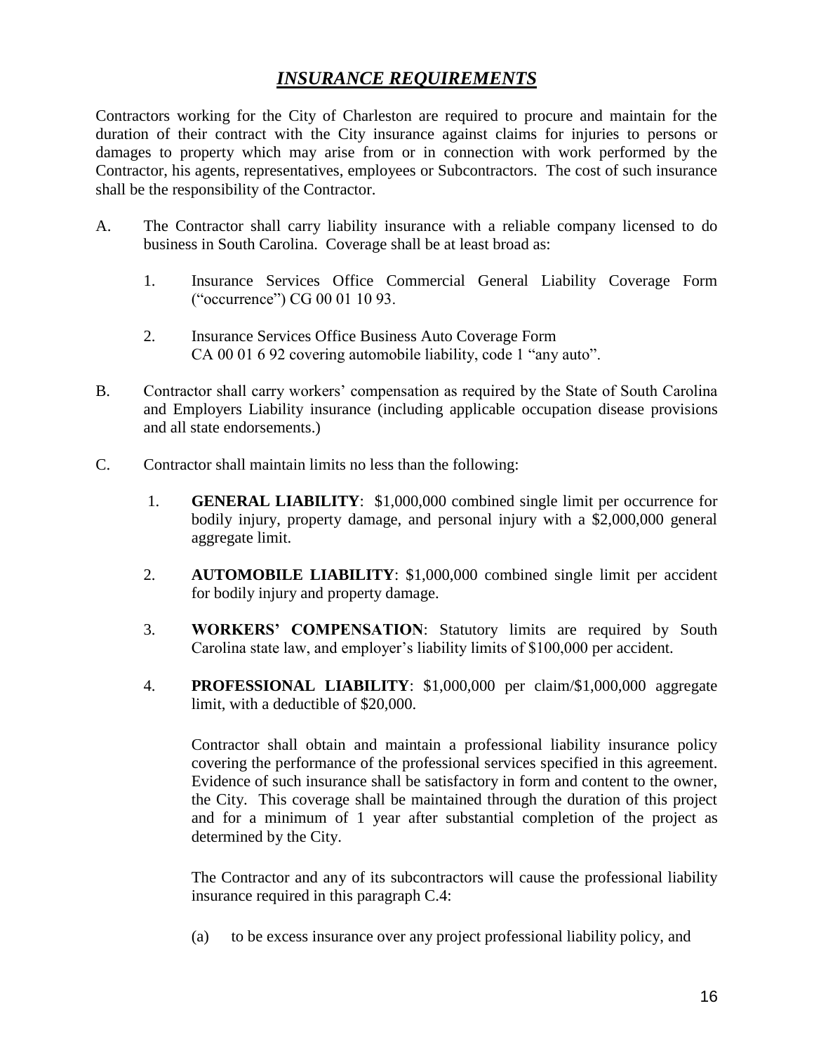# ***INSURANCE REQUIREMENTS***

Contractors working for the City of Charleston are required to procure and maintain for the duration of their contract with the City insurance against claims for injuries to persons or damages to property which may arise from or in connection with work performed by the Contractor, his agents, representatives, employees or Subcontractors. The cost of such insurance shall be the responsibility of the Contractor.

A. The Contractor shall carry liability insurance with a reliable company licensed to do business in South Carolina. Coverage shall be at least broad as:

   1. Insurance Services Office Commercial General Liability Coverage Form ("occurrence") CG 00 01 10 93.

   2. Insurance Services Office Business Auto Coverage Form CA 00 01 6 92 covering automobile liability, code 1 "any auto".

B. Contractor shall carry workers' compensation as required by the State of South Carolina and Employers Liability insurance (including applicable occupation disease provisions and all state endorsements.)

C. Contractor shall maintain limits no less than the following:

   1. **GENERAL LIABILITY**: $1,000,000 combined single limit per occurrence for bodily injury, property damage, and personal injury with a $2,000,000 general aggregate limit.

   2. **AUTOMOBILE LIABILITY**: $1,000,000 combined single limit per accident for bodily injury and property damage.

   3. **WORKERS' COMPENSATION**: Statutory limits are required by South Carolina state law, and employer's liability limits of $100,000 per accident.

   4. **PROFESSIONAL LIABILITY**: $1,000,000 per claim/$1,000,000 aggregate limit, with a deductible of $20,000.

      Contractor shall obtain and maintain a professional liability insurance policy covering the performance of the professional services specified in this agreement. Evidence of such insurance shall be satisfactory in form and content to the owner, the City. This coverage shall be maintained through the duration of this project and for a minimum of 1 year after substantial completion of the project as determined by the City.

      The Contractor and any of its subcontractors will cause the professional liability insurance required in this paragraph C.4:

      (a) to be excess insurance over any project professional liability policy, and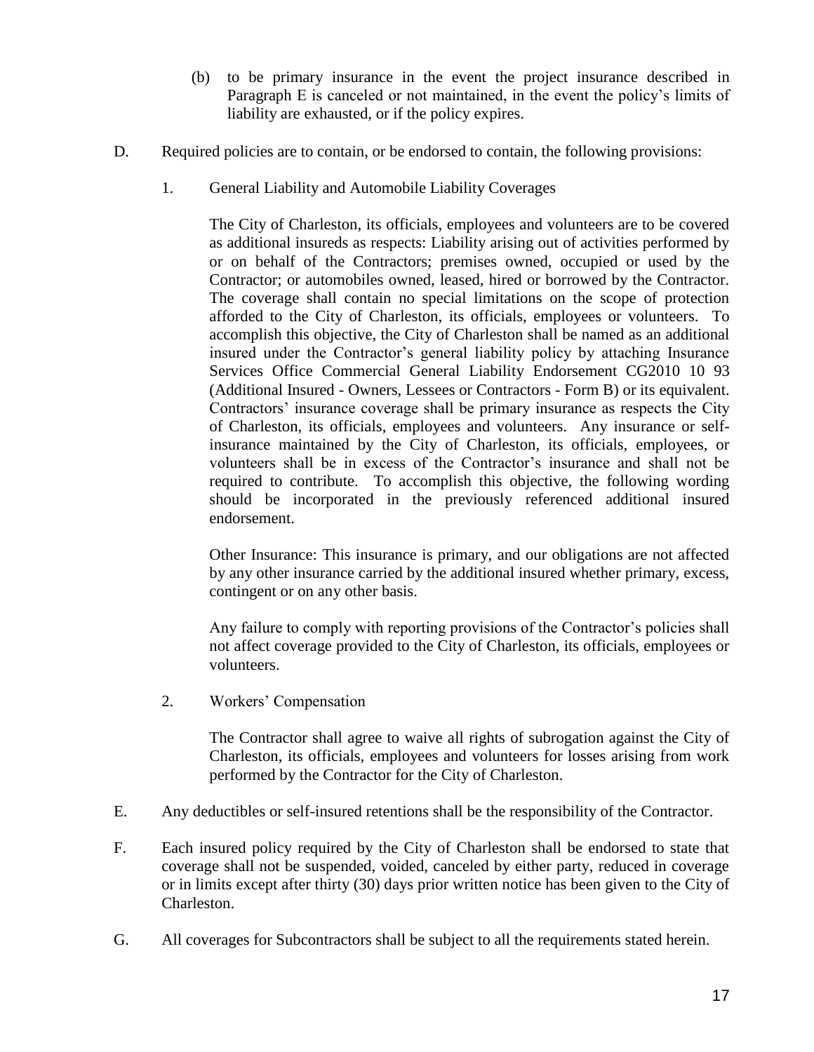(b) to be primary insurance in the event the project insurance described in Paragraph E is canceled or not maintained, in the event the policy's limits of liability are exhausted, or if the policy expires.

D. Required policies are to contain, or be endorsed to contain, the following provisions:

1. General Liability and Automobile Liability Coverages

The City of Charleston, its officials, employees and volunteers are to be covered as additional insureds as respects: Liability arising out of activities performed by or on behalf of the Contractors; premises owned, occupied or used by the Contractor; or automobiles owned, leased, hired or borrowed by the Contractor. The coverage shall contain no special limitations on the scope of protection afforded to the City of Charleston, its officials, employees or volunteers. To accomplish this objective, the City of Charleston shall be named as an additional insured under the Contractor's general liability policy by attaching Insurance Services Office Commercial General Liability Endorsement CG2010 10 93 (Additional Insured - Owners, Lessees or Contractors - Form B) or its equivalent. Contractors' insurance coverage shall be primary insurance as respects the City of Charleston, its officials, employees and volunteers. Any insurance or self-insurance maintained by the City of Charleston, its officials, employees, or volunteers shall be in excess of the Contractor's insurance and shall not be required to contribute. To accomplish this objective, the following wording should be incorporated in the previously referenced additional insured endorsement.

Other Insurance: This insurance is primary, and our obligations are not affected by any other insurance carried by the additional insured whether primary, excess, contingent or on any other basis.

Any failure to comply with reporting provisions of the Contractor's policies shall not affect coverage provided to the City of Charleston, its officials, employees or volunteers.

2. Workers' Compensation

The Contractor shall agree to waive all rights of subrogation against the City of Charleston, its officials, employees and volunteers for losses arising from work performed by the Contractor for the City of Charleston.

E. Any deductibles or self-insured retentions shall be the responsibility of the Contractor.

F. Each insured policy required by the City of Charleston shall be endorsed to state that coverage shall not be suspended, voided, canceled by either party, reduced in coverage or in limits except after thirty (30) days prior written notice has been given to the City of Charleston.

G. All coverages for Subcontractors shall be subject to all the requirements stated herein.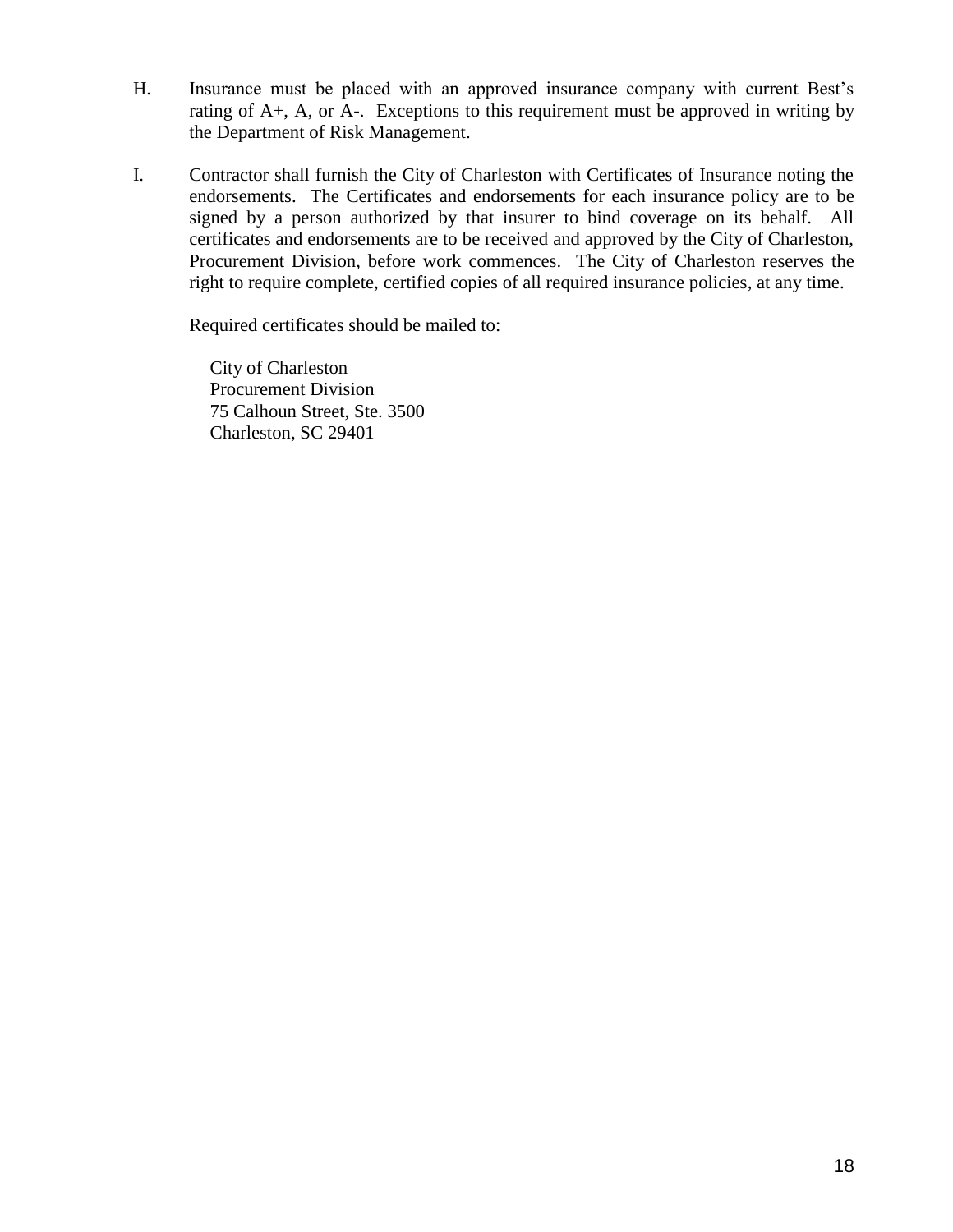H. Insurance must be placed with an approved insurance company with current Best's rating of A+, A, or A-. Exceptions to this requirement must be approved in writing by the Department of Risk Management.

I. Contractor shall furnish the City of Charleston with Certificates of Insurance noting the endorsements. The Certificates and endorsements for each insurance policy are to be signed by a person authorized by that insurer to bind coverage on its behalf. All certificates and endorsements are to be received and approved by the City of Charleston, Procurement Division, before work commences. The City of Charleston reserves the right to require complete, certified copies of all required insurance policies, at any time.

   Required certificates should be mailed to:

   City of Charleston  
   Procurement Division  
   75 Calhoun Street, Ste. 3500  
   Charleston, SC 29401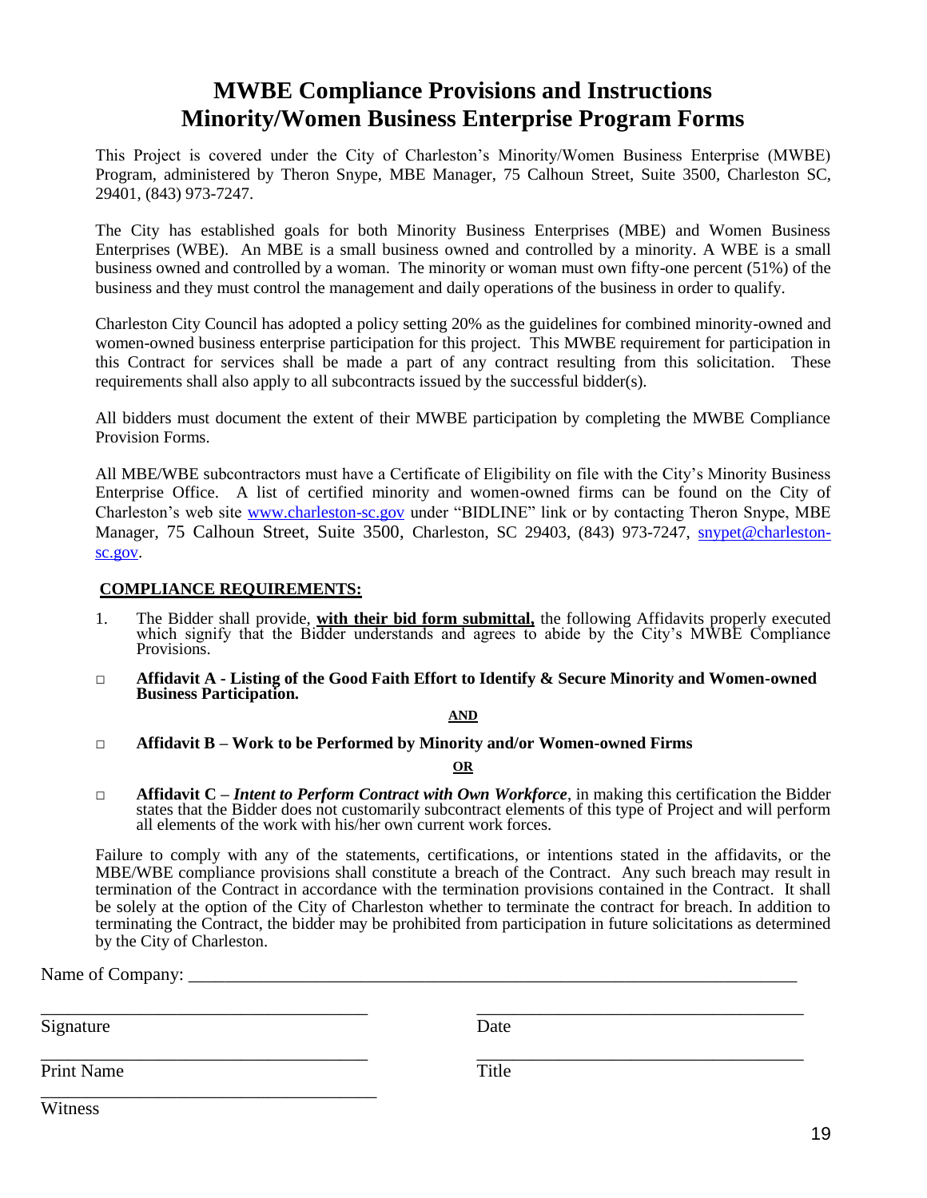# MWBE Compliance Provisions and Instructions
# Minority/Women Business Enterprise Program Forms

This Project is covered under the City of Charleston's Minority/Women Business Enterprise (MWBE) Program, administered by Theron Snype, MBE Manager, 75 Calhoun Street, Suite 3500, Charleston SC, 29401, (843) 973-7247.

The City has established goals for both Minority Business Enterprises (MBE) and Women Business Enterprises (WBE). An MBE is a small business owned and controlled by a minority. A WBE is a small business owned and controlled by a woman. The minority or woman must own fifty-one percent (51%) of the business and they must control the management and daily operations of the business in order to qualify.

Charleston City Council has adopted a policy setting 20% as the guidelines for combined minority-owned and women-owned business enterprise participation for this project. This MWBE requirement for participation in this Contract for services shall be made a part of any contract resulting from this solicitation. These requirements shall also apply to all subcontracts issued by the successful bidder(s).

All bidders must document the extent of their MWBE participation by completing the MWBE Compliance Provision Forms.

All MBE/WBE subcontractors must have a Certificate of Eligibility on file with the City's Minority Business Enterprise Office. A list of certified minority and women-owned firms can be found on the City of Charleston's web site www.charleston-sc.gov under "BIDLINE" link or by contacting Theron Snype, MBE Manager, 75 Calhoun Street, Suite 3500, Charleston, SC 29403, (843) 973-7247, snypet@charleston-sc.gov.

**COMPLIANCE REQUIREMENTS:**

1. The Bidder shall provide, **with their bid form submittal,** the following Affidavits properly executed which signify that the Bidder understands and agrees to abide by the City's MWBE Compliance Provisions.

□ **Affidavit A - Listing of the Good Faith Effort to Identify & Secure Minority and Women-owned Business Participation.**

**AND**

□ **Affidavit B – Work to be Performed by Minority and/or Women-owned Firms**

**OR**

□ **Affidavit C –** ***Intent to Perform Contract with Own Workforce***, in making this certification the Bidder states that the Bidder does not customarily subcontract elements of this type of Project and will perform all elements of the work with his/her own current work forces.

Failure to comply with any of the statements, certifications, or intentions stated in the affidavits, or the MBE/WBE compliance provisions shall constitute a breach of the Contract. Any such breach may result in termination of the Contract in accordance with the termination provisions contained in the Contract. It shall be solely at the option of the City of Charleston whether to terminate the contract for breach. In addition to terminating the Contract, the bidder may be prohibited from participation in future solicitations as determined by the City of Charleston.

Name of Company: ______________________________________________________________________

___________________________________ ___________________________________
Signature Date

___________________________________ ___________________________________
Print Name Title

___________________________________
Witness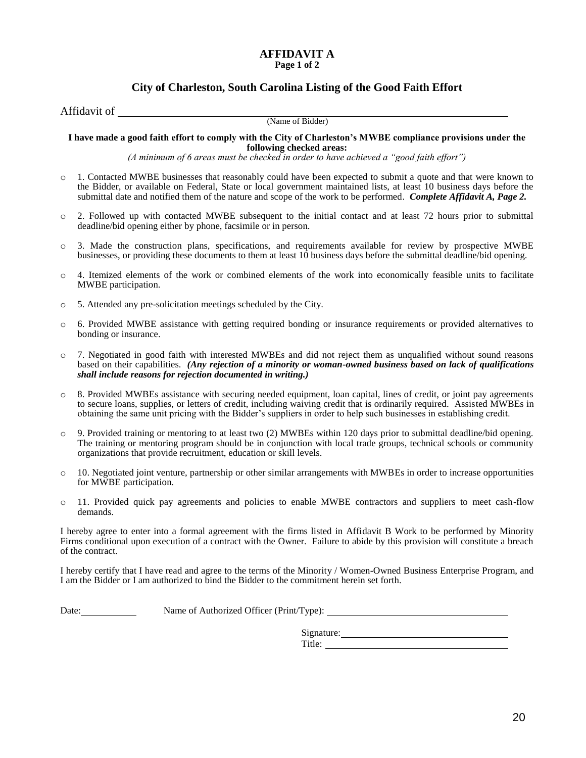# AFFIDAVIT A

**Page 1 of 2**

## City of Charleston, South Carolina Listing of the Good Faith Effort

Affidavit of ______________________________________________________________

(Name of Bidder)

**I have made a good faith effort to comply with the City of Charleston's MWBE compliance provisions under the following checked areas:**

*(A minimum of 6 areas must be checked in order to have achieved a "good faith effort")*

- ○ 1. Contacted MWBE businesses that reasonably could have been expected to submit a quote and that were known to the Bidder, or available on Federal, State or local government maintained lists, at least 10 business days before the submittal date and notified them of the nature and scope of the work to be performed. ***Complete Affidavit A, Page 2.***

- ○ 2. Followed up with contacted MWBE subsequent to the initial contact and at least 72 hours prior to submittal deadline/bid opening either by phone, facsimile or in person.

- ○ 3. Made the construction plans, specifications, and requirements available for review by prospective MWBE businesses, or providing these documents to them at least 10 business days before the submittal deadline/bid opening.

- ○ 4. Itemized elements of the work or combined elements of the work into economically feasible units to facilitate MWBE participation.

- ○ 5. Attended any pre-solicitation meetings scheduled by the City.

- ○ 6. Provided MWBE assistance with getting required bonding or insurance requirements or provided alternatives to bonding or insurance.

- ○ 7. Negotiated in good faith with interested MWBEs and did not reject them as unqualified without sound reasons based on their capabilities. ***(Any rejection of a minority or woman-owned business based on lack of qualifications shall include reasons for rejection documented in writing.)***

- ○ 8. Provided MWBEs assistance with securing needed equipment, loan capital, lines of credit, or joint pay agreements to secure loans, supplies, or letters of credit, including waiving credit that is ordinarily required. Assisted MWBEs in obtaining the same unit pricing with the Bidder's suppliers in order to help such businesses in establishing credit.

- ○ 9. Provided training or mentoring to at least two (2) MWBEs within 120 days prior to submittal deadline/bid opening. The training or mentoring program should be in conjunction with local trade groups, technical schools or community organizations that provide recruitment, education or skill levels.

- ○ 10. Negotiated joint venture, partnership or other similar arrangements with MWBEs in order to increase opportunities for MWBE participation.

- ○ 11. Provided quick pay agreements and policies to enable MWBE contractors and suppliers to meet cash-flow demands.

I hereby agree to enter into a formal agreement with the firms listed in Affidavit B Work to be performed by Minority Firms conditional upon execution of a contract with the Owner. Failure to abide by this provision will constitute a breach of the contract.

I hereby certify that I have read and agree to the terms of the Minority / Women-Owned Business Enterprise Program, and I am the Bidder or I am authorized to bind the Bidder to the commitment herein set forth.

Date:____________ Name of Authorized Officer (Print/Type): ______________________________________

Signature:____________________________________

Title: ______________________________________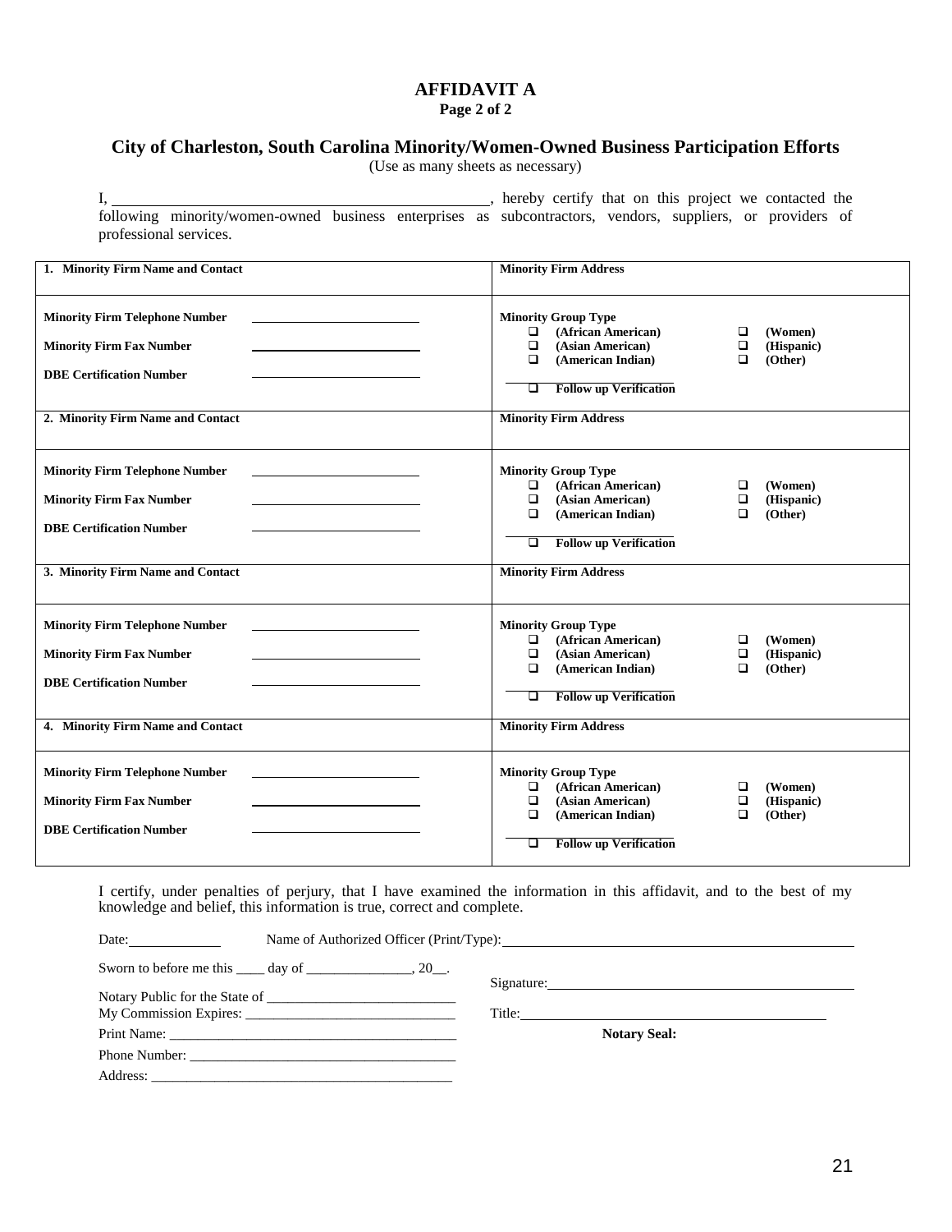# AFFIDAVIT A

**Page 2 of 2**

## City of Charleston, South Carolina Minority/Women-Owned Business Participation Efforts

(Use as many sheets as necessary)

I, ________________________________________, hereby certify that on this project we contacted the following minority/women-owned business enterprises as subcontractors, vendors, suppliers, or providers of professional services.

| | |
|---|---|
| **1. Minority Firm Name and Contact** | **Minority Firm Address** |
| **Minority Firm Telephone Number** ____________________<br>**Minority Firm Fax Number** ____________________<br>**DBE Certification Number** ____________________ | **Minority Group Type**<br>❑ **(African American)** ❑ **(Women)**<br>❑ **(Asian American)** ❑ **(Hispanic)**<br>❑ **(American Indian)** ❑ **(Other)**<br>❑ **Follow up Verification** |
| **2. Minority Firm Name and Contact** | **Minority Firm Address** |
| **Minority Firm Telephone Number** ____________________<br>**Minority Firm Fax Number** ____________________<br>**DBE Certification Number** ____________________ | **Minority Group Type**<br>❑ **(African American)** ❑ **(Women)**<br>❑ **(Asian American)** ❑ **(Hispanic)**<br>❑ **(American Indian)** ❑ **(Other)**<br>❑ **Follow up Verification** |
| **3. Minority Firm Name and Contact** | **Minority Firm Address** |
| **Minority Firm Telephone Number** ____________________<br>**Minority Firm Fax Number** ____________________<br>**DBE Certification Number** ____________________ | **Minority Group Type**<br>❑ **(African American)** ❑ **(Women)**<br>❑ **(Asian American)** ❑ **(Hispanic)**<br>❑ **(American Indian)** ❑ **(Other)**<br>❑ **Follow up Verification** |
| **4. Minority Firm Name and Contact** | **Minority Firm Address** |
| **Minority Firm Telephone Number** ____________________<br>**Minority Firm Fax Number** ____________________<br>**DBE Certification Number** ____________________ | **Minority Group Type**<br>❑ **(African American)** ❑ **(Women)**<br>❑ **(Asian American)** ❑ **(Hispanic)**<br>❑ **(American Indian)** ❑ **(Other)**<br>❑ **Follow up Verification** |

I certify, under penalties of perjury, that I have examined the information in this affidavit, and to the best of my knowledge and belief, this information is true, correct and complete.

Date: ____________ Name of Authorized Officer (Print/Type): ________________________________________

Sworn to before me this ____ day of _______________, 20__.

Signature: ________________________________________

Notary Public for the State of ___________________________

My Commission Expires: ______________________________

Title: ________________________________________

Print Name: ________________________________________

**Notary Seal:**

Phone Number: ______________________________________

Address: ___________________________________________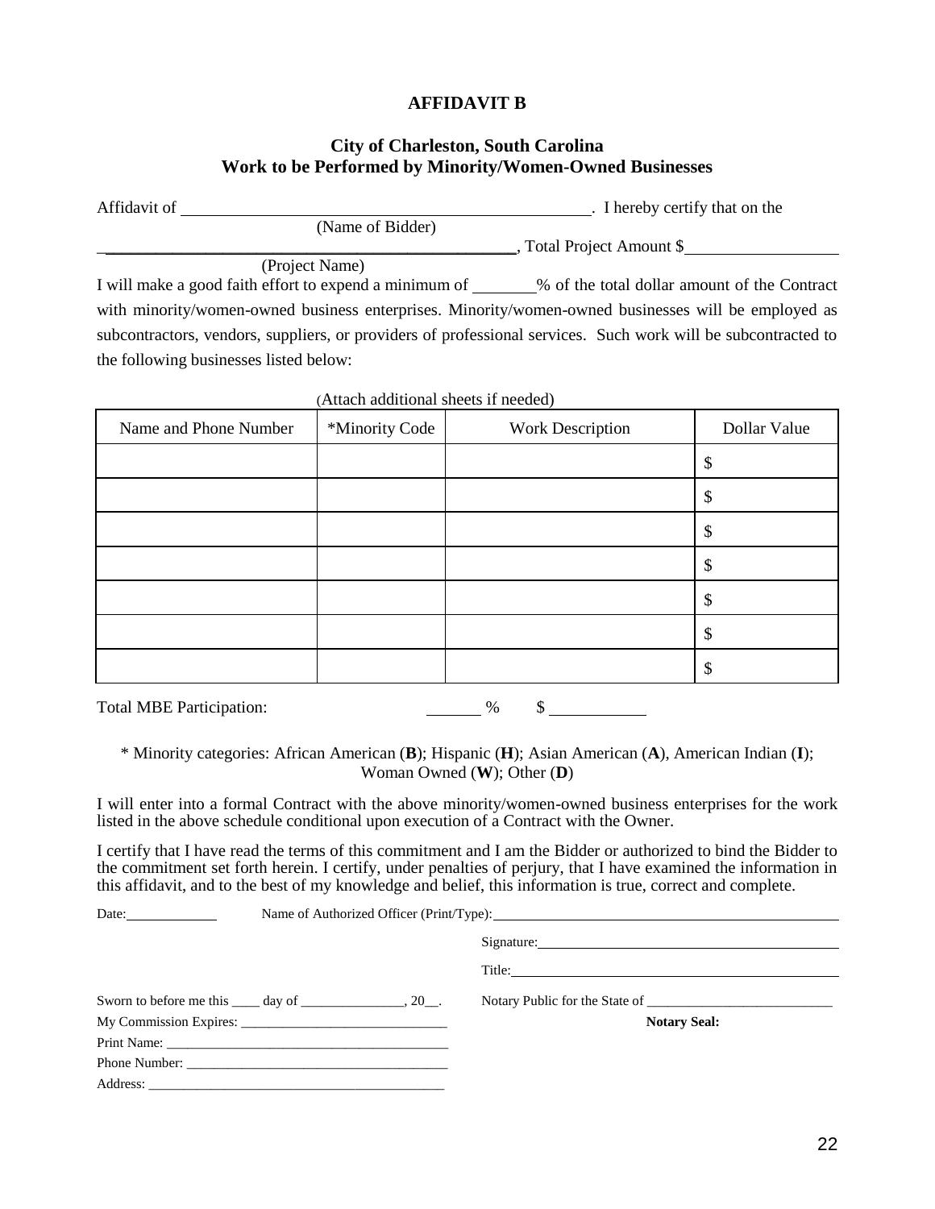# AFFIDAVIT B

## City of Charleston, South Carolina
## Work to be Performed by Minority/Women-Owned Businesses

Affidavit of \_\_\_\_\_\_\_\_\_\_\_\_\_\_\_\_\_\_\_\_\_\_\_\_\_\_\_\_\_\_\_\_\_\_\_\_\_\_\_\_\_\_\_\_. I hereby certify that on the
(Name of Bidder)

\_\_\_\_\_\_\_\_\_\_\_\_\_\_\_\_\_\_\_\_\_\_\_\_\_\_\_\_\_\_\_\_\_\_\_\_\_\_\_\_\_\_\_\_, Total Project Amount $\_\_\_\_\_\_\_\_\_\_\_\_\_\_\_\_
(Project Name)

I will make a good faith effort to expend a minimum of \_\_\_\_\_\_\_% of the total dollar amount of the Contract with minority/women-owned business enterprises. Minority/women-owned businesses will be employed as subcontractors, vendors, suppliers, or providers of professional services. Such work will be subcontracted to the following businesses listed below:

(Attach additional sheets if needed)

| Name and Phone Number | *Minority Code | Work Description | Dollar Value |
|---|---|---|---|
| | | | $ |
| | | | $ |
| | | | $ |
| | | | $ |
| | | | $ |
| | | | $ |
| | | | $ |

Total MBE Participation: \_\_\_\_\_\_ % $ \_\_\_\_\_\_\_\_\_\_\_

\* Minority categories: African American (**B**); Hispanic (**H**); Asian American (**A**), American Indian (**I**); Woman Owned (**W**); Other (**D**)

I will enter into a formal Contract with the above minority/women-owned business enterprises for the work listed in the above schedule conditional upon execution of a Contract with the Owner.

I certify that I have read the terms of this commitment and I am the Bidder or authorized to bind the Bidder to the commitment set forth herein. I certify, under penalties of perjury, that I have examined the information in this affidavit, and to the best of my knowledge and belief, this information is true, correct and complete.

Date: \_\_\_\_\_\_\_\_\_\_\_ Name of Authorized Officer (Print/Type): \_\_\_\_\_\_\_\_\_\_\_\_\_\_\_\_\_\_\_\_\_\_\_\_\_\_\_\_\_\_\_\_\_\_\_\_\_\_\_\_

Signature: \_\_\_\_\_\_\_\_\_\_\_\_\_\_\_\_\_\_\_\_\_\_\_\_\_\_\_\_\_\_\_\_\_\_\_\_\_\_

Title: \_\_\_\_\_\_\_\_\_\_\_\_\_\_\_\_\_\_\_\_\_\_\_\_\_\_\_\_\_\_\_\_\_\_\_\_\_\_\_\_\_\_

Sworn to before me this \_\_\_\_ day of \_\_\_\_\_\_\_\_\_\_\_\_\_\_\_, 20\_\_.

My Commission Expires: \_\_\_\_\_\_\_\_\_\_\_\_\_\_\_\_\_\_\_\_\_\_\_\_\_\_\_\_\_\_

Print Name: \_\_\_\_\_\_\_\_\_\_\_\_\_\_\_\_\_\_\_\_\_\_\_\_\_\_\_\_\_\_\_\_\_\_\_\_\_\_\_\_\_

Phone Number: \_\_\_\_\_\_\_\_\_\_\_\_\_\_\_\_\_\_\_\_\_\_\_\_\_\_\_\_\_\_\_\_\_\_\_\_\_\_

Address: \_\_\_\_\_\_\_\_\_\_\_\_\_\_\_\_\_\_\_\_\_\_\_\_\_\_\_\_\_\_\_\_\_\_\_\_\_\_\_\_\_\_\_

Notary Public for the State of \_\_\_\_\_\_\_\_\_\_\_\_\_\_\_\_\_\_\_\_\_\_\_\_\_\_\_

**Notary Seal:**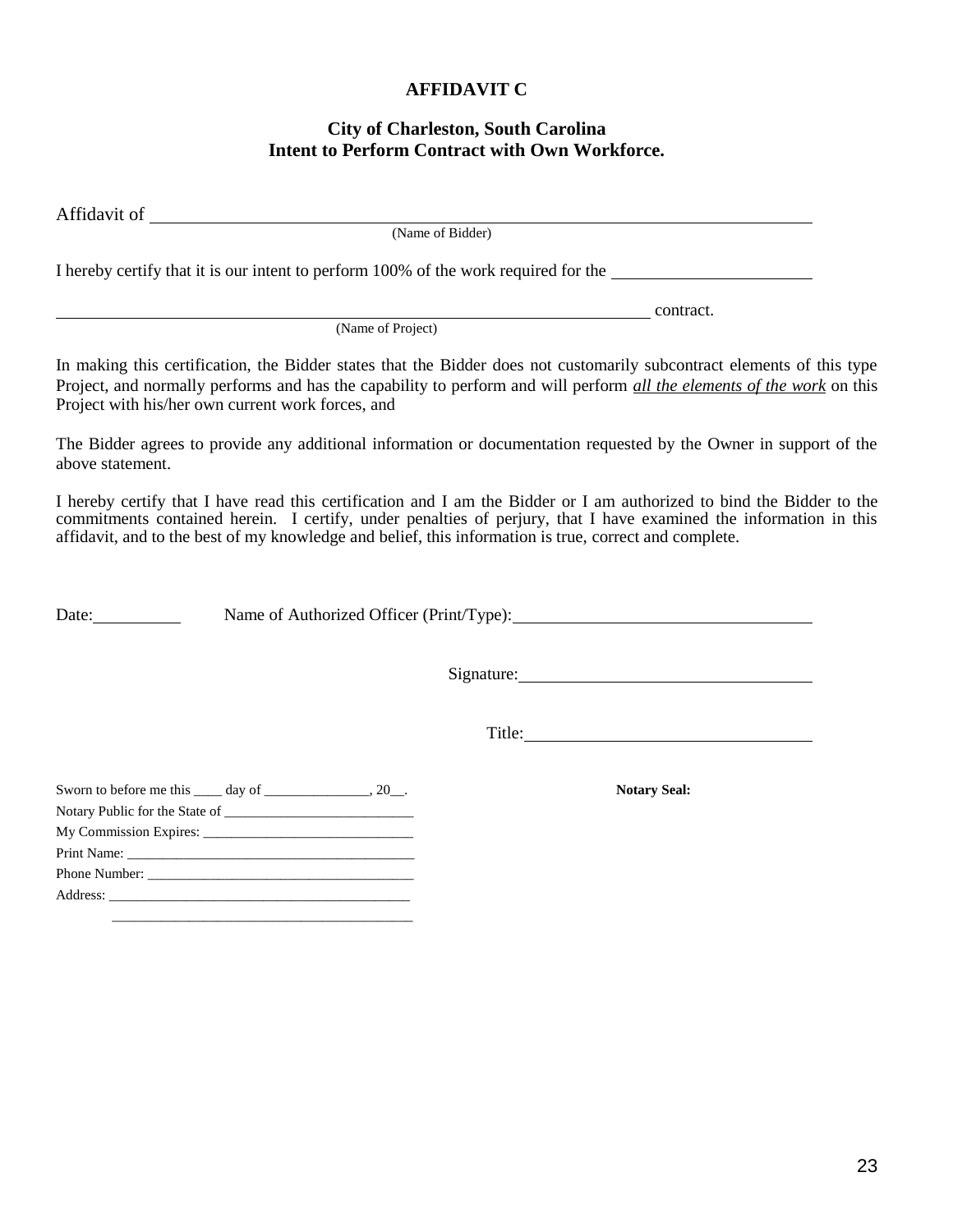# AFFIDAVIT C

## City of Charleston, South Carolina
## Intent to Perform Contract with Own Workforce.

Affidavit of ______________________________________________________________________
(Name of Bidder)

I hereby certify that it is our intent to perform 100% of the work required for the ______________________

______________________________________________________________________ contract.
(Name of Project)

In making this certification, the Bidder states that the Bidder does not customarily subcontract elements of this type Project, and normally performs and has the capability to perform and will perform ***all the elements of the work*** on this Project with his/her own current work forces, and

The Bidder agrees to provide any additional information or documentation requested by the Owner in support of the above statement.

I hereby certify that I have read this certification and I am the Bidder or I am authorized to bind the Bidder to the commitments contained herein. I certify, under penalties of perjury, that I have examined the information in this affidavit, and to the best of my knowledge and belief, this information is true, correct and complete.

Date:__________ Name of Authorized Officer (Print/Type):________________________________

Signature:________________________________

Title:________________________________

Sworn to before me this ____ day of _______________, 20__.

Notary Public for the State of ___________________________

My Commission Expires: ______________________________

Print Name: __________________________________________

Phone Number: ______________________________________

Address: ___________________________________________

___________________________________________

**Notary Seal:**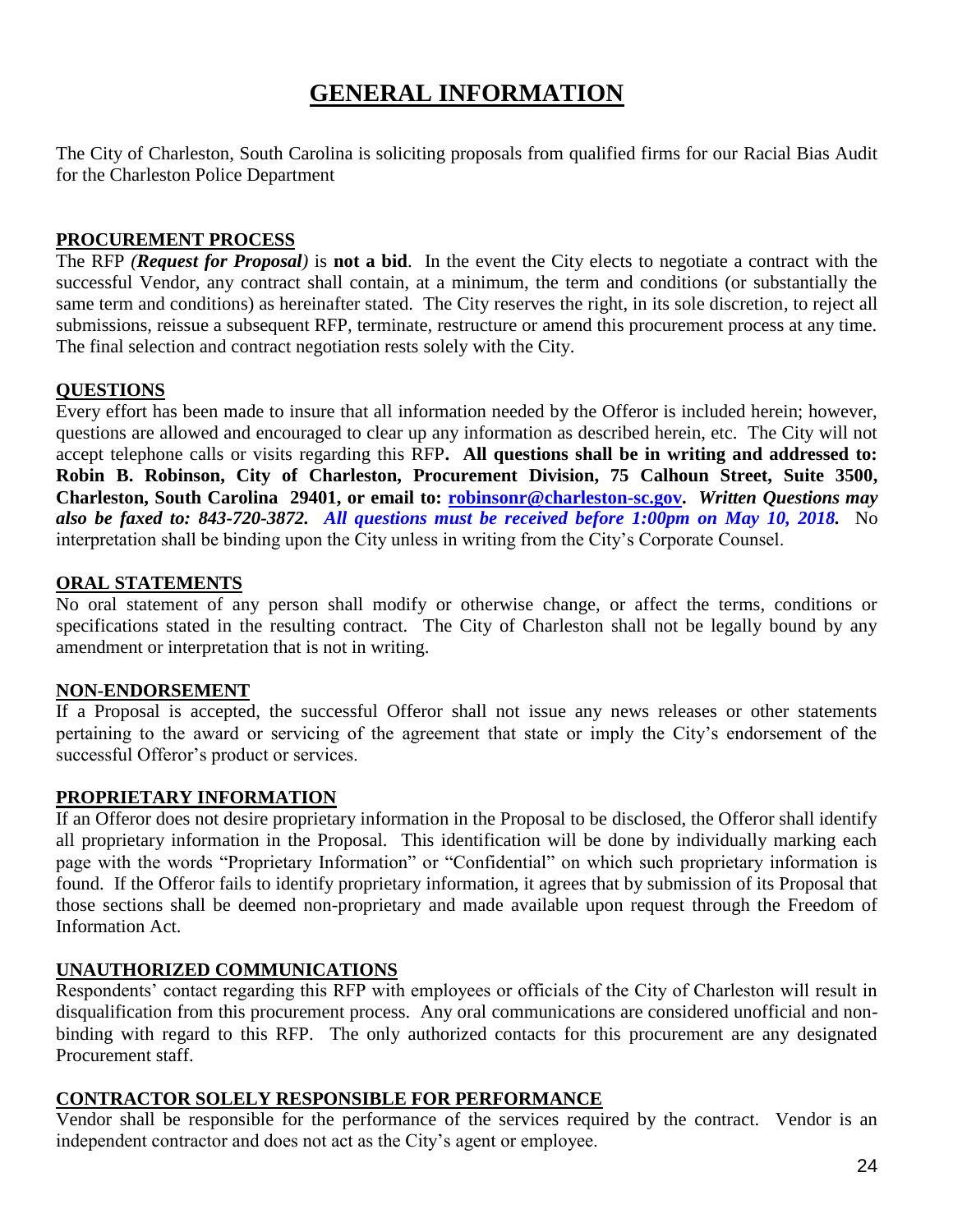# GENERAL INFORMATION

The City of Charleston, South Carolina is soliciting proposals from qualified firms for our Racial Bias Audit for the Charleston Police Department

## PROCUREMENT PROCESS

The RFP *(**Request for Proposal**)* is **not a bid**. In the event the City elects to negotiate a contract with the successful Vendor, any contract shall contain, at a minimum, the term and conditions (or substantially the same term and conditions) as hereinafter stated. The City reserves the right, in its sole discretion, to reject all submissions, reissue a subsequent RFP, terminate, restructure or amend this procurement process at any time. The final selection and contract negotiation rests solely with the City.

## QUESTIONS

Every effort has been made to insure that all information needed by the Offeror is included herein; however, questions are allowed and encouraged to clear up any information as described herein, etc. The City will not accept telephone calls or visits regarding this RFP. **All questions shall be in writing and addressed to: Robin B. Robinson, City of Charleston, Procurement Division, 75 Calhoun Street, Suite 3500, Charleston, South Carolina 29401, or email to: robinsonr@charleston-sc.gov.** ***Written Questions may also be faxed to: 843-720-3872. All questions must be received before 1:00pm on May 10, 2018.*** No interpretation shall be binding upon the City unless in writing from the City's Corporate Counsel.

## ORAL STATEMENTS

No oral statement of any person shall modify or otherwise change, or affect the terms, conditions or specifications stated in the resulting contract. The City of Charleston shall not be legally bound by any amendment or interpretation that is not in writing.

## NON-ENDORSEMENT

If a Proposal is accepted, the successful Offeror shall not issue any news releases or other statements pertaining to the award or servicing of the agreement that state or imply the City's endorsement of the successful Offeror's product or services.

## PROPRIETARY INFORMATION

If an Offeror does not desire proprietary information in the Proposal to be disclosed, the Offeror shall identify all proprietary information in the Proposal. This identification will be done by individually marking each page with the words "Proprietary Information" or "Confidential" on which such proprietary information is found. If the Offeror fails to identify proprietary information, it agrees that by submission of its Proposal that those sections shall be deemed non-proprietary and made available upon request through the Freedom of Information Act.

## UNAUTHORIZED COMMUNICATIONS

Respondents' contact regarding this RFP with employees or officials of the City of Charleston will result in disqualification from this procurement process. Any oral communications are considered unofficial and non-binding with regard to this RFP. The only authorized contacts for this procurement are any designated Procurement staff.

## CONTRACTOR SOLELY RESPONSIBLE FOR PERFORMANCE

Vendor shall be responsible for the performance of the services required by the contract. Vendor is an independent contractor and does not act as the City's agent or employee.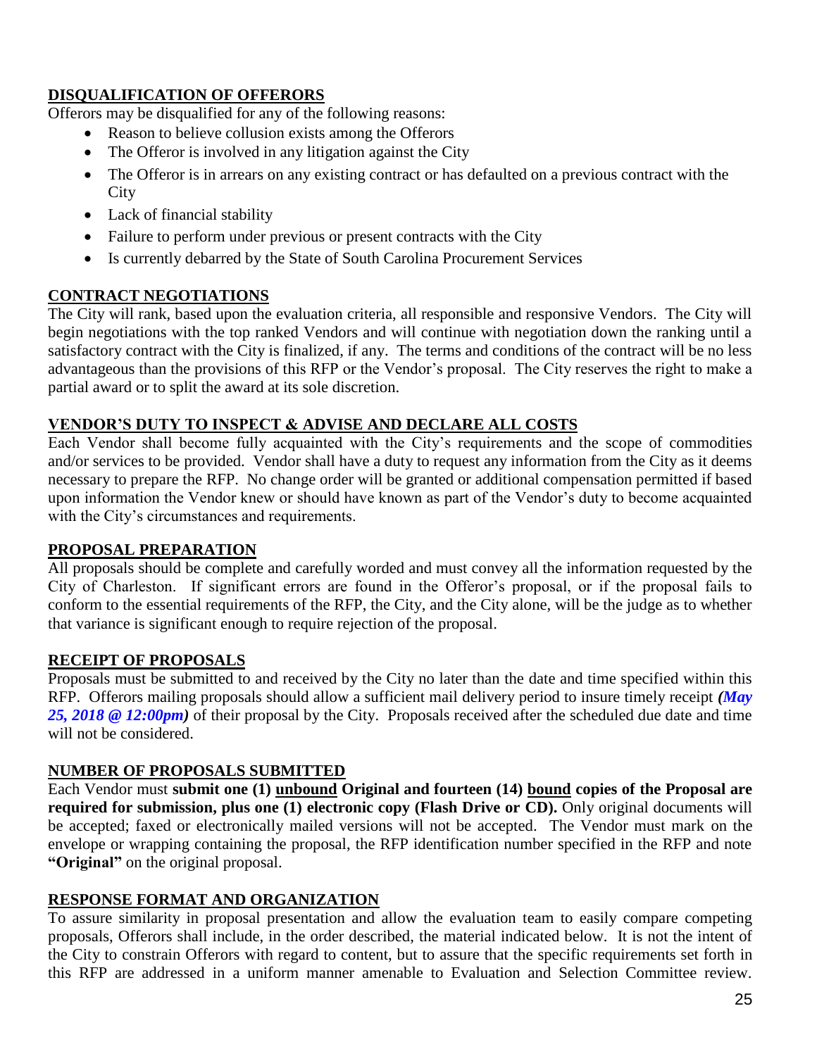## DISQUALIFICATION OF OFFERORS

Offerors may be disqualified for any of the following reasons:

- Reason to believe collusion exists among the Offerors
- The Offeror is involved in any litigation against the City
- The Offeror is in arrears on any existing contract or has defaulted on a previous contract with the City
- Lack of financial stability
- Failure to perform under previous or present contracts with the City
- Is currently debarred by the State of South Carolina Procurement Services

## CONTRACT NEGOTIATIONS

The City will rank, based upon the evaluation criteria, all responsible and responsive Vendors. The City will begin negotiations with the top ranked Vendors and will continue with negotiation down the ranking until a satisfactory contract with the City is finalized, if any. The terms and conditions of the contract will be no less advantageous than the provisions of this RFP or the Vendor's proposal. The City reserves the right to make a partial award or to split the award at its sole discretion.

## VENDOR'S DUTY TO INSPECT & ADVISE AND DECLARE ALL COSTS

Each Vendor shall become fully acquainted with the City's requirements and the scope of commodities and/or services to be provided. Vendor shall have a duty to request any information from the City as it deems necessary to prepare the RFP. No change order will be granted or additional compensation permitted if based upon information the Vendor knew or should have known as part of the Vendor's duty to become acquainted with the City's circumstances and requirements.

## PROPOSAL PREPARATION

All proposals should be complete and carefully worded and must convey all the information requested by the City of Charleston. If significant errors are found in the Offeror's proposal, or if the proposal fails to conform to the essential requirements of the RFP, the City, and the City alone, will be the judge as to whether that variance is significant enough to require rejection of the proposal.

## RECEIPT OF PROPOSALS

Proposals must be submitted to and received by the City no later than the date and time specified within this RFP. Offerors mailing proposals should allow a sufficient mail delivery period to insure timely receipt ***(May 25, 2018 @ 12:00pm)*** of their proposal by the City. Proposals received after the scheduled due date and time will not be considered.

## NUMBER OF PROPOSALS SUBMITTED

Each Vendor must **submit one (1) unbound Original and fourteen (14) bound copies of the Proposal are required for submission, plus one (1) electronic copy (Flash Drive or CD).** Only original documents will be accepted; faxed or electronically mailed versions will not be accepted. The Vendor must mark on the envelope or wrapping containing the proposal, the RFP identification number specified in the RFP and note **"Original"** on the original proposal.

## RESPONSE FORMAT AND ORGANIZATION

To assure similarity in proposal presentation and allow the evaluation team to easily compare competing proposals, Offerors shall include, in the order described, the material indicated below. It is not the intent of the City to constrain Offerors with regard to content, but to assure that the specific requirements set forth in this RFP are addressed in a uniform manner amenable to Evaluation and Selection Committee review.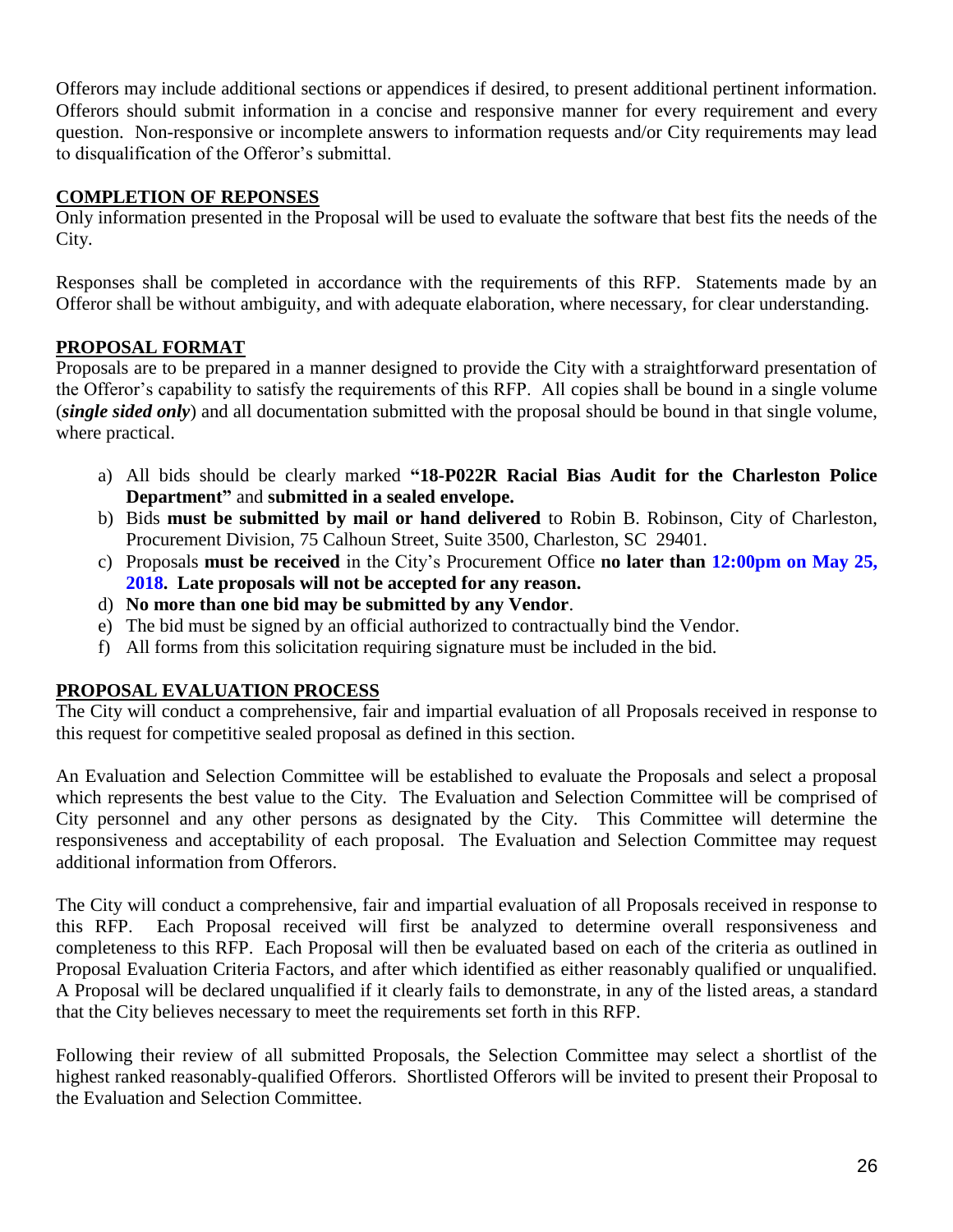Offerors may include additional sections or appendices if desired, to present additional pertinent information. Offerors should submit information in a concise and responsive manner for every requirement and every question. Non-responsive or incomplete answers to information requests and/or City requirements may lead to disqualification of the Offeror's submittal.

## COMPLETION OF REPONSES

Only information presented in the Proposal will be used to evaluate the software that best fits the needs of the City.

Responses shall be completed in accordance with the requirements of this RFP. Statements made by an Offeror shall be without ambiguity, and with adequate elaboration, where necessary, for clear understanding.

## PROPOSAL FORMAT

Proposals are to be prepared in a manner designed to provide the City with a straightforward presentation of the Offeror's capability to satisfy the requirements of this RFP. All copies shall be bound in a single volume (***single sided only***) and all documentation submitted with the proposal should be bound in that single volume, where practical.

a) All bids should be clearly marked **"18-P022R Racial Bias Audit for the Charleston Police Department"** and **submitted in a sealed envelope.**
b) Bids **must be submitted by mail or hand delivered** to Robin B. Robinson, City of Charleston, Procurement Division, 75 Calhoun Street, Suite 3500, Charleston, SC 29401.
c) Proposals **must be received** in the City's Procurement Office **no later than 12:00pm on May 25, 2018. Late proposals will not be accepted for any reason.**
d) **No more than one bid may be submitted by any Vendor**.
e) The bid must be signed by an official authorized to contractually bind the Vendor.
f) All forms from this solicitation requiring signature must be included in the bid.

## PROPOSAL EVALUATION PROCESS

The City will conduct a comprehensive, fair and impartial evaluation of all Proposals received in response to this request for competitive sealed proposal as defined in this section.

An Evaluation and Selection Committee will be established to evaluate the Proposals and select a proposal which represents the best value to the City. The Evaluation and Selection Committee will be comprised of City personnel and any other persons as designated by the City. This Committee will determine the responsiveness and acceptability of each proposal. The Evaluation and Selection Committee may request additional information from Offerors.

The City will conduct a comprehensive, fair and impartial evaluation of all Proposals received in response to this RFP. Each Proposal received will first be analyzed to determine overall responsiveness and completeness to this RFP. Each Proposal will then be evaluated based on each of the criteria as outlined in Proposal Evaluation Criteria Factors, and after which identified as either reasonably qualified or unqualified. A Proposal will be declared unqualified if it clearly fails to demonstrate, in any of the listed areas, a standard that the City believes necessary to meet the requirements set forth in this RFP.

Following their review of all submitted Proposals, the Selection Committee may select a shortlist of the highest ranked reasonably-qualified Offerors. Shortlisted Offerors will be invited to present their Proposal to the Evaluation and Selection Committee.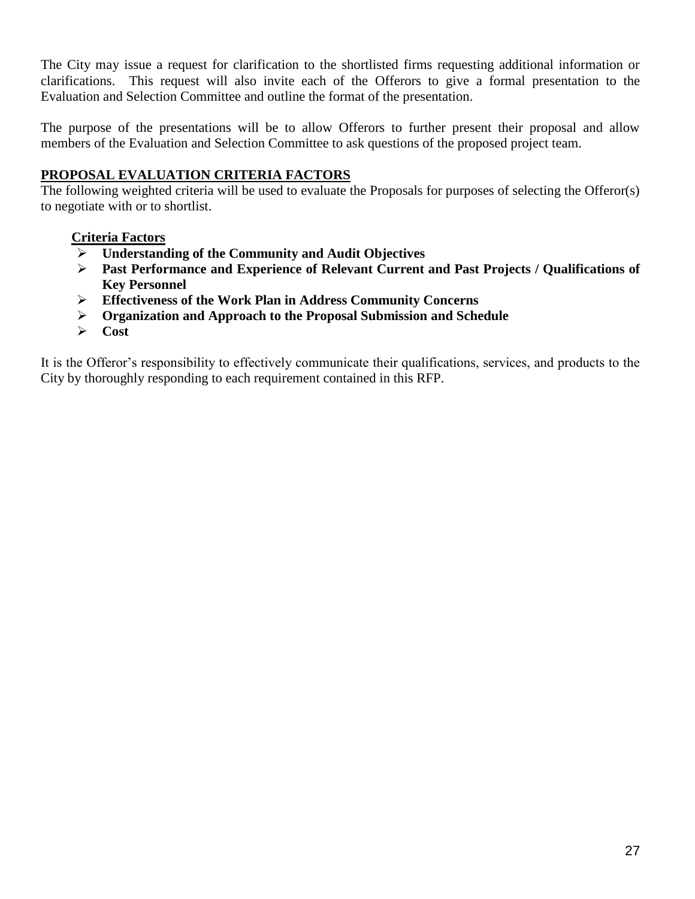The City may issue a request for clarification to the shortlisted firms requesting additional information or clarifications. This request will also invite each of the Offerors to give a formal presentation to the Evaluation and Selection Committee and outline the format of the presentation.

The purpose of the presentations will be to allow Offerors to further present their proposal and allow members of the Evaluation and Selection Committee to ask questions of the proposed project team.

## PROPOSAL EVALUATION CRITERIA FACTORS

The following weighted criteria will be used to evaluate the Proposals for purposes of selecting the Offeror(s) to negotiate with or to shortlist.

**Criteria Factors**

- **Understanding of the Community and Audit Objectives**
- **Past Performance and Experience of Relevant Current and Past Projects / Qualifications of Key Personnel**
- **Effectiveness of the Work Plan in Address Community Concerns**
- **Organization and Approach to the Proposal Submission and Schedule**
- **Cost**

It is the Offeror's responsibility to effectively communicate their qualifications, services, and products to the City by thoroughly responding to each requirement contained in this RFP.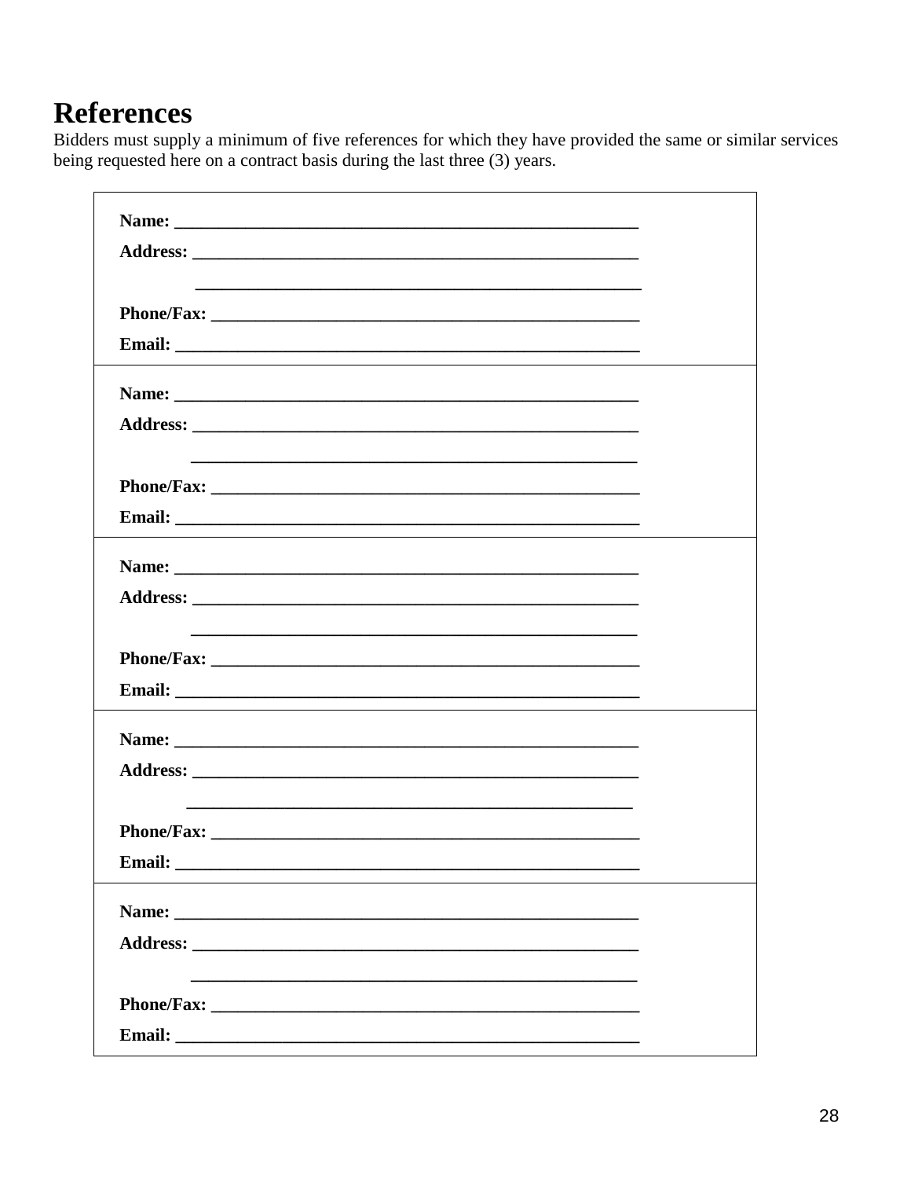# References

Bidders must supply a minimum of five references for which they have provided the same or similar services being requested here on a contract basis during the last three (3) years.

| |
|---|
| **Name:** _______________________________________________<br>**Address:** _____________________________________________<br>_____________________________________________<br>**Phone/Fax:** ___________________________________________<br>**Email:** _______________________________________________ |
| **Name:** _______________________________________________<br>**Address:** _____________________________________________<br>_____________________________________________<br>**Phone/Fax:** ___________________________________________<br>**Email:** _______________________________________________ |
| **Name:** _______________________________________________<br>**Address:** _____________________________________________<br>_____________________________________________<br>**Phone/Fax:** ___________________________________________<br>**Email:** _______________________________________________ |
| **Name:** _______________________________________________<br>**Address:** _____________________________________________<br>_____________________________________________<br>**Phone/Fax:** ___________________________________________<br>**Email:** _______________________________________________ |
| **Name:** _______________________________________________<br>**Address:** _____________________________________________<br>_____________________________________________<br>**Phone/Fax:** ___________________________________________<br>**Email:** _______________________________________________ |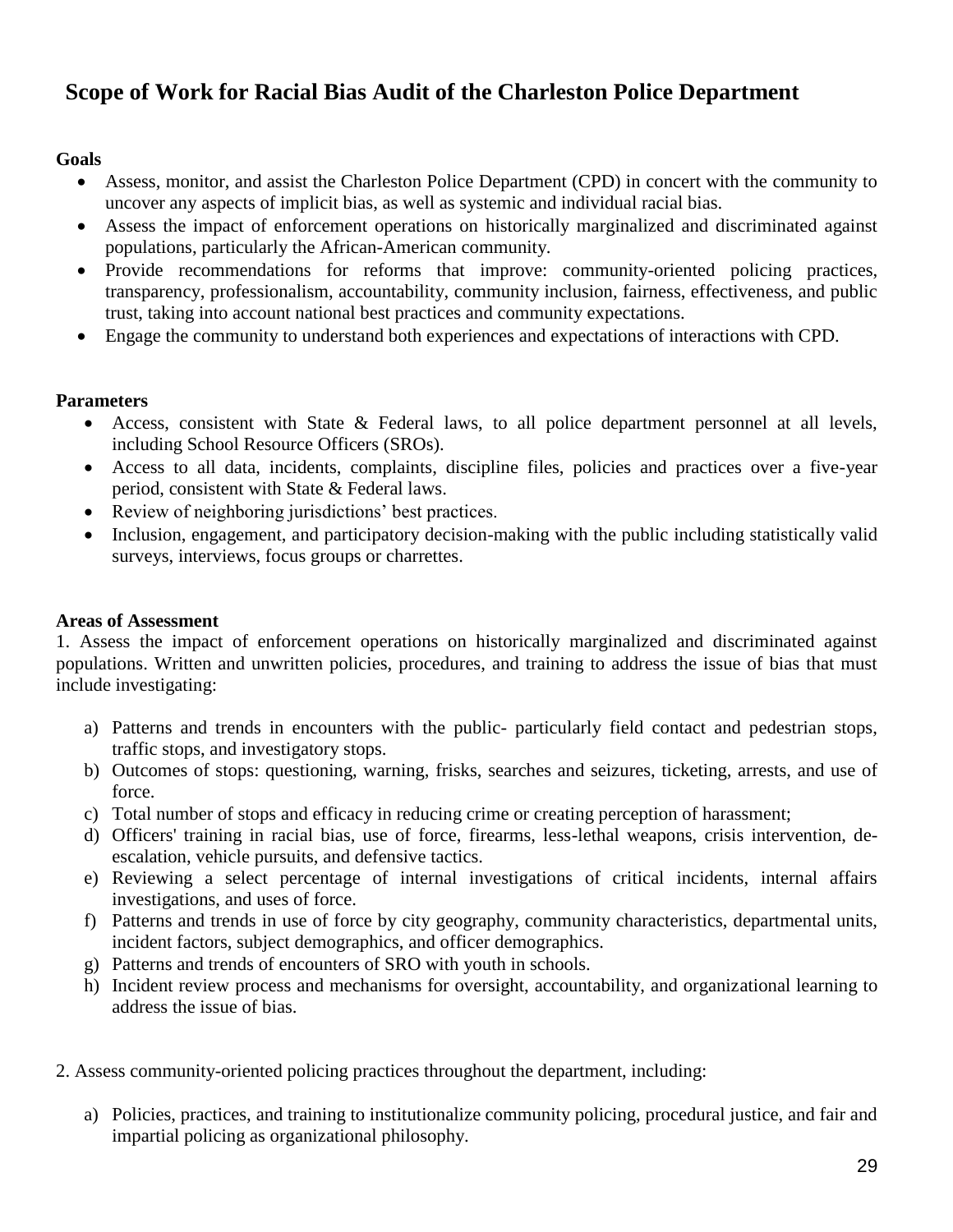# Scope of Work for Racial Bias Audit of the Charleston Police Department

**Goals**

- Assess, monitor, and assist the Charleston Police Department (CPD) in concert with the community to uncover any aspects of implicit bias, as well as systemic and individual racial bias.
- Assess the impact of enforcement operations on historically marginalized and discriminated against populations, particularly the African-American community.
- Provide recommendations for reforms that improve: community-oriented policing practices, transparency, professionalism, accountability, community inclusion, fairness, effectiveness, and public trust, taking into account national best practices and community expectations.
- Engage the community to understand both experiences and expectations of interactions with CPD.

**Parameters**

- Access, consistent with State & Federal laws, to all police department personnel at all levels, including School Resource Officers (SROs).
- Access to all data, incidents, complaints, discipline files, policies and practices over a five-year period, consistent with State & Federal laws.
- Review of neighboring jurisdictions' best practices.
- Inclusion, engagement, and participatory decision-making with the public including statistically valid surveys, interviews, focus groups or charrettes.

**Areas of Assessment**

1. Assess the impact of enforcement operations on historically marginalized and discriminated against populations. Written and unwritten policies, procedures, and training to address the issue of bias that must include investigating:

    a) Patterns and trends in encounters with the public- particularly field contact and pedestrian stops, traffic stops, and investigatory stops.
    b) Outcomes of stops: questioning, warning, frisks, searches and seizures, ticketing, arrests, and use of force.
    c) Total number of stops and efficacy in reducing crime or creating perception of harassment;
    d) Officers' training in racial bias, use of force, firearms, less-lethal weapons, crisis intervention, de-escalation, vehicle pursuits, and defensive tactics.
    e) Reviewing a select percentage of internal investigations of critical incidents, internal affairs investigations, and uses of force.
    f) Patterns and trends in use of force by city geography, community characteristics, departmental units, incident factors, subject demographics, and officer demographics.
    g) Patterns and trends of encounters of SRO with youth in schools.
    h) Incident review process and mechanisms for oversight, accountability, and organizational learning to address the issue of bias.

2. Assess community-oriented policing practices throughout the department, including:

    a) Policies, practices, and training to institutionalize community policing, procedural justice, and fair and impartial policing as organizational philosophy.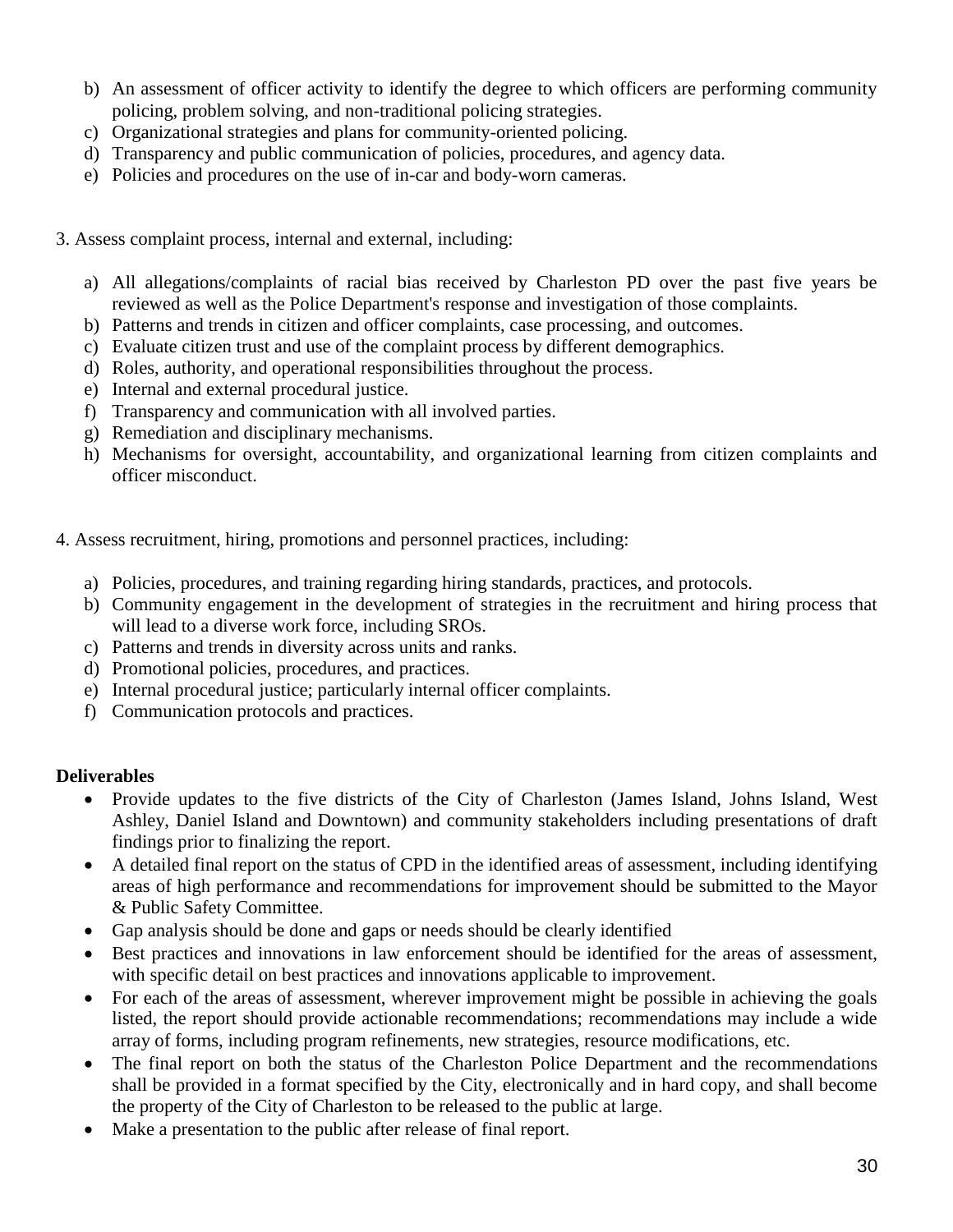b) An assessment of officer activity to identify the degree to which officers are performing community policing, problem solving, and non-traditional policing strategies.
c) Organizational strategies and plans for community-oriented policing.
d) Transparency and public communication of policies, procedures, and agency data.
e) Policies and procedures on the use of in-car and body-worn cameras.

3. Assess complaint process, internal and external, including:

a) All allegations/complaints of racial bias received by Charleston PD over the past five years be reviewed as well as the Police Department's response and investigation of those complaints.
b) Patterns and trends in citizen and officer complaints, case processing, and outcomes.
c) Evaluate citizen trust and use of the complaint process by different demographics.
d) Roles, authority, and operational responsibilities throughout the process.
e) Internal and external procedural justice.
f) Transparency and communication with all involved parties.
g) Remediation and disciplinary mechanisms.
h) Mechanisms for oversight, accountability, and organizational learning from citizen complaints and officer misconduct.

4. Assess recruitment, hiring, promotions and personnel practices, including:

a) Policies, procedures, and training regarding hiring standards, practices, and protocols.
b) Community engagement in the development of strategies in the recruitment and hiring process that will lead to a diverse work force, including SROs.
c) Patterns and trends in diversity across units and ranks.
d) Promotional policies, procedures, and practices.
e) Internal procedural justice; particularly internal officer complaints.
f) Communication protocols and practices.

**Deliverables**

- Provide updates to the five districts of the City of Charleston (James Island, Johns Island, West Ashley, Daniel Island and Downtown) and community stakeholders including presentations of draft findings prior to finalizing the report.
- A detailed final report on the status of CPD in the identified areas of assessment, including identifying areas of high performance and recommendations for improvement should be submitted to the Mayor & Public Safety Committee.
- Gap analysis should be done and gaps or needs should be clearly identified
- Best practices and innovations in law enforcement should be identified for the areas of assessment, with specific detail on best practices and innovations applicable to improvement.
- For each of the areas of assessment, wherever improvement might be possible in achieving the goals listed, the report should provide actionable recommendations; recommendations may include a wide array of forms, including program refinements, new strategies, resource modifications, etc.
- The final report on both the status of the Charleston Police Department and the recommendations shall be provided in a format specified by the City, electronically and in hard copy, and shall become the property of the City of Charleston to be released to the public at large.
- Make a presentation to the public after release of final report.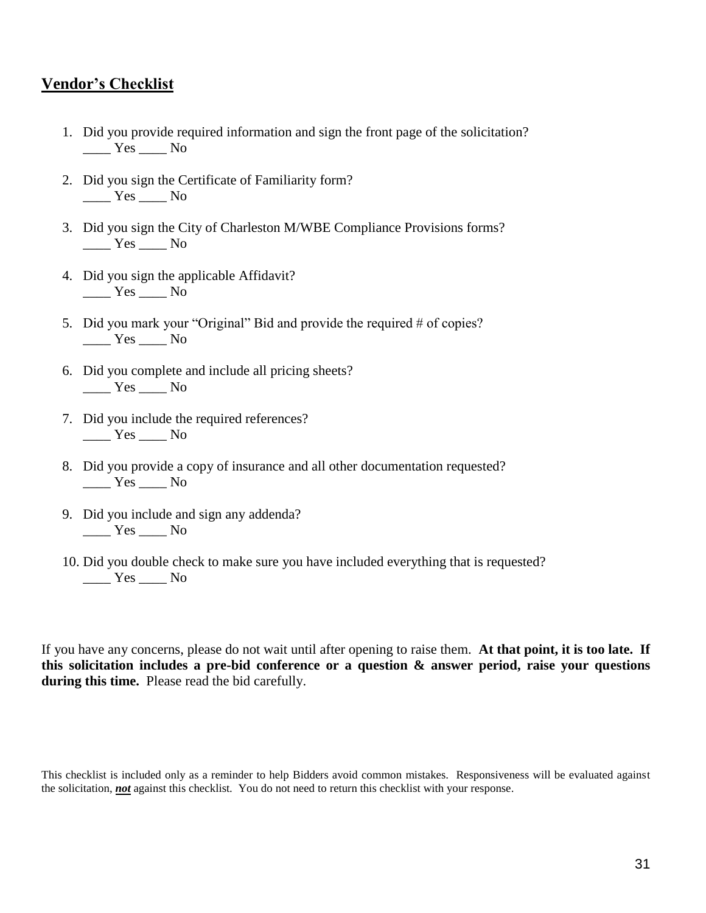## **Vendor's Checklist**

1. Did you provide required information and sign the front page of the solicitation?
   ____ Yes ____ No

2. Did you sign the Certificate of Familiarity form?
   ____ Yes ____ No

3. Did you sign the City of Charleston M/WBE Compliance Provisions forms?
   ____ Yes ____ No

4. Did you sign the applicable Affidavit?
   ____ Yes ____ No

5. Did you mark your "Original" Bid and provide the required # of copies?
   ____ Yes ____ No

6. Did you complete and include all pricing sheets?
   ____ Yes ____ No

7. Did you include the required references?
   ____ Yes ____ No

8. Did you provide a copy of insurance and all other documentation requested?
   ____ Yes ____ No

9. Did you include and sign any addenda?
   ____ Yes ____ No

10. Did you double check to make sure you have included everything that is requested?
    ____ Yes ____ No

If you have any concerns, please do not wait until after opening to raise them. **At that point, it is too late. If this solicitation includes a pre-bid conference or a question & answer period, raise your questions during this time.** Please read the bid carefully.

This checklist is included only as a reminder to help Bidders avoid common mistakes. Responsiveness will be evaluated against the solicitation, ***not*** against this checklist. You do not need to return this checklist with your response.